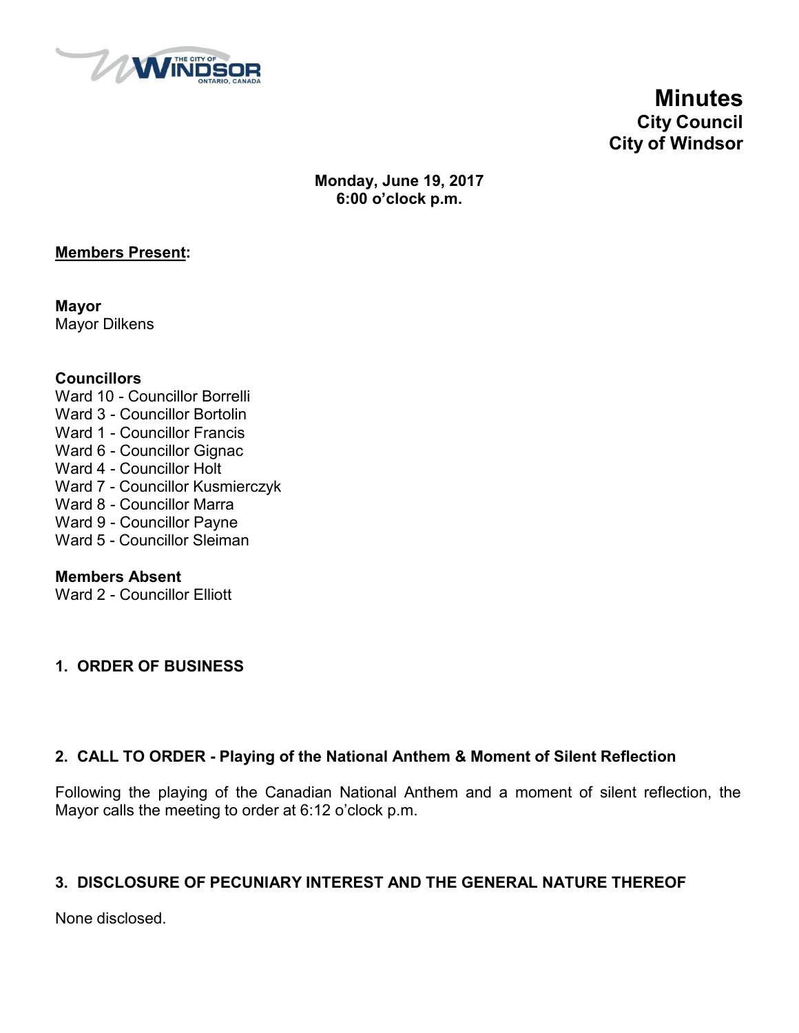# Minutes
## City Council
## City of Windsor

**Monday, June 19, 2017**
**6:00 o'clock p.m.**

**Members Present:**

**Mayor**
Mayor Dilkens

**Councillors**
Ward 10 - Councillor Borrelli
Ward 3 - Councillor Bortolin
Ward 1 - Councillor Francis
Ward 6 - Councillor Gignac
Ward 4 - Councillor Holt
Ward 7 - Councillor Kusmierczyk
Ward 8 - Councillor Marra
Ward 9 - Councillor Payne
Ward 5 - Councillor Sleiman

**Members Absent**
Ward 2 - Councillor Elliott

### 1. ORDER OF BUSINESS

### 2. CALL TO ORDER - Playing of the National Anthem & Moment of Silent Reflection

Following the playing of the Canadian National Anthem and a moment of silent reflection, the Mayor calls the meeting to order at 6:12 o'clock p.m.

### 3. DISCLOSURE OF PECUNIARY INTEREST AND THE GENERAL NATURE THEREOF

None disclosed.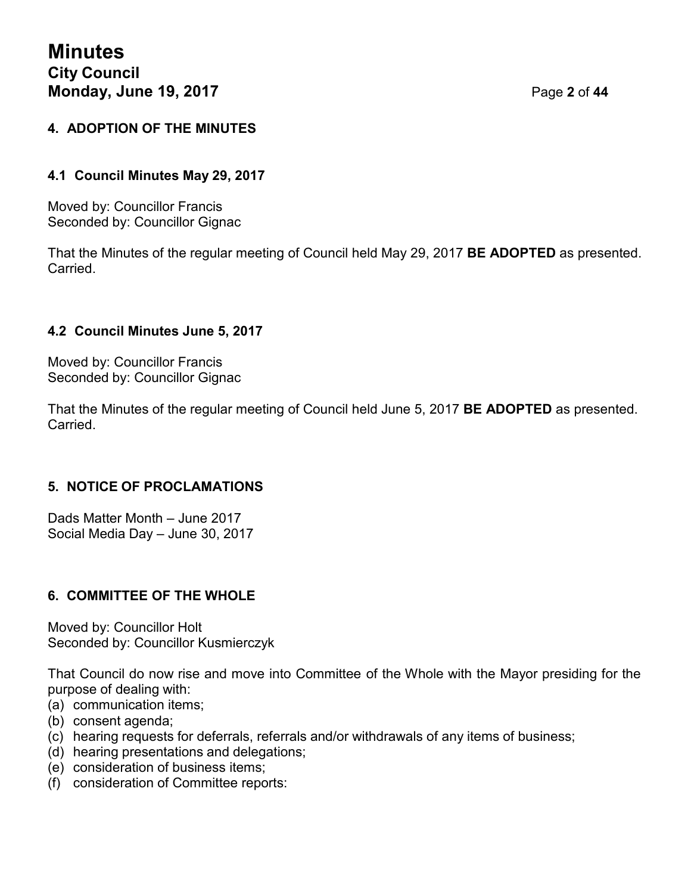## 4. ADOPTION OF THE MINUTES

### 4.1 Council Minutes May 29, 2017

Moved by: Councillor Francis
Seconded by: Councillor Gignac

That the Minutes of the regular meeting of Council held May 29, 2017 **BE ADOPTED** as presented.
Carried.

### 4.2 Council Minutes June 5, 2017

Moved by: Councillor Francis
Seconded by: Councillor Gignac

That the Minutes of the regular meeting of Council held June 5, 2017 **BE ADOPTED** as presented.
Carried.

## 5. NOTICE OF PROCLAMATIONS

Dads Matter Month – June 2017
Social Media Day – June 30, 2017

## 6. COMMITTEE OF THE WHOLE

Moved by: Councillor Holt
Seconded by: Councillor Kusmierczyk

That Council do now rise and move into Committee of the Whole with the Mayor presiding for the purpose of dealing with:

(a) communication items;
(b) consent agenda;
(c) hearing requests for deferrals, referrals and/or withdrawals of any items of business;
(d) hearing presentations and delegations;
(e) consideration of business items;
(f) consideration of Committee reports: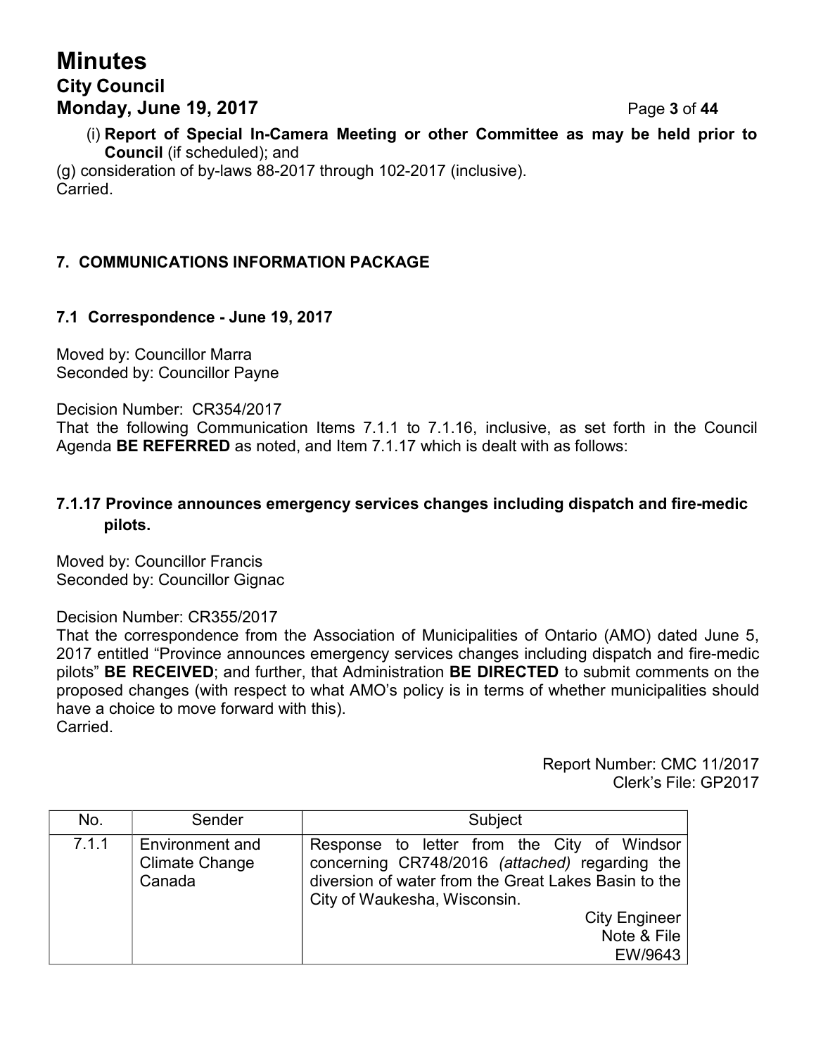(i) **Report of Special In-Camera Meeting or other Committee as may be held prior to Council** (if scheduled); and

(g) consideration of by-laws 88-2017 through 102-2017 (inclusive).
Carried.

## 7. COMMUNICATIONS INFORMATION PACKAGE

### 7.1 Correspondence - June 19, 2017

Moved by: Councillor Marra
Seconded by: Councillor Payne

Decision Number: CR354/2017
That the following Communication Items 7.1.1 to 7.1.16, inclusive, as set forth in the Council Agenda **BE REFERRED** as noted, and Item 7.1.17 which is dealt with as follows:

### 7.1.17 Province announces emergency services changes including dispatch and fire-medic pilots.

Moved by: Councillor Francis
Seconded by: Councillor Gignac

Decision Number: CR355/2017
That the correspondence from the Association of Municipalities of Ontario (AMO) dated June 5, 2017 entitled "Province announces emergency services changes including dispatch and fire-medic pilots" **BE RECEIVED**; and further, that Administration **BE DIRECTED** to submit comments on the proposed changes (with respect to what AMO's policy is in terms of whether municipalities should have a choice to move forward with this).
Carried.

Report Number: CMC 11/2017
Clerk's File: GP2017

| No. | Sender | Subject |
|---|---|---|
| 7.1.1 | Environment and Climate Change Canada | Response to letter from the City of Windsor concerning CR748/2016 *(attached)* regarding the diversion of water from the Great Lakes Basin to the City of Waukesha, Wisconsin.<br>City Engineer<br>Note & File<br>EW/9643 |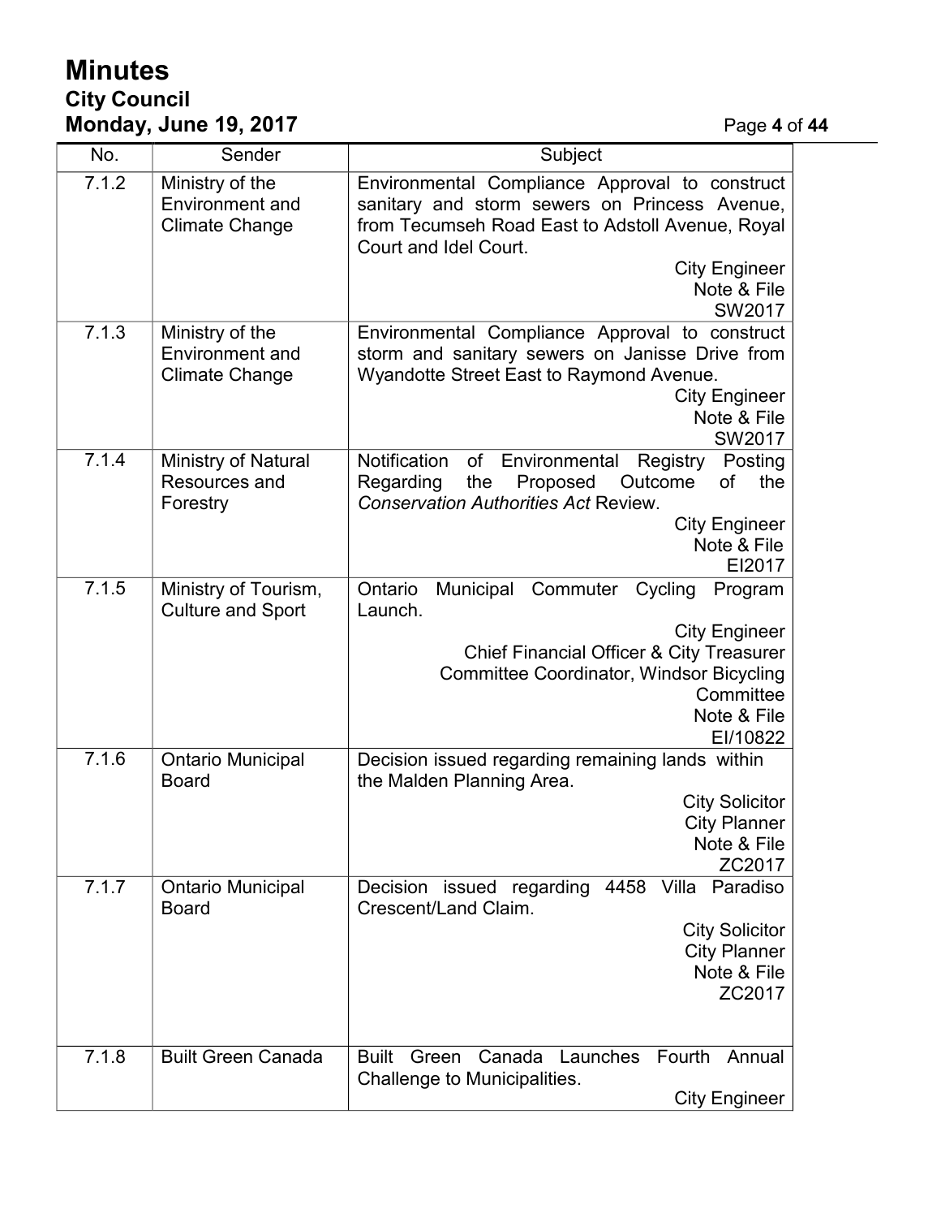| No. | Sender | Subject |
|---|---|---|
| 7.1.2 | Ministry of the Environment and Climate Change | Environmental Compliance Approval to construct sanitary and storm sewers on Princess Avenue, from Tecumseh Road East to Adstoll Avenue, Royal Court and Idel Court.<br>City Engineer<br>Note & File<br>SW2017 |
| 7.1.3 | Ministry of the Environment and Climate Change | Environmental Compliance Approval to construct storm and sanitary sewers on Janisse Drive from Wyandotte Street East to Raymond Avenue.<br>City Engineer<br>Note & File<br>SW2017 |
| 7.1.4 | Ministry of Natural Resources and Forestry | Notification of Environmental Registry Posting Regarding the Proposed Outcome of the *Conservation Authorities Act* Review.<br>City Engineer<br>Note & File<br>EI2017 |
| 7.1.5 | Ministry of Tourism, Culture and Sport | Ontario Municipal Commuter Cycling Program Launch.<br>City Engineer<br>Chief Financial Officer & City Treasurer<br>Committee Coordinator, Windsor Bicycling Committee<br>Note & File<br>EI/10822 |
| 7.1.6 | Ontario Municipal Board | Decision issued regarding remaining lands within the Malden Planning Area.<br>City Solicitor<br>City Planner<br>Note & File<br>ZC2017 |
| 7.1.7 | Ontario Municipal Board | Decision issued regarding 4458 Villa Paradiso Crescent/Land Claim.<br>City Solicitor<br>City Planner<br>Note & File<br>ZC2017 |
| 7.1.8 | Built Green Canada | Built Green Canada Launches Fourth Annual Challenge to Municipalities.<br>City Engineer |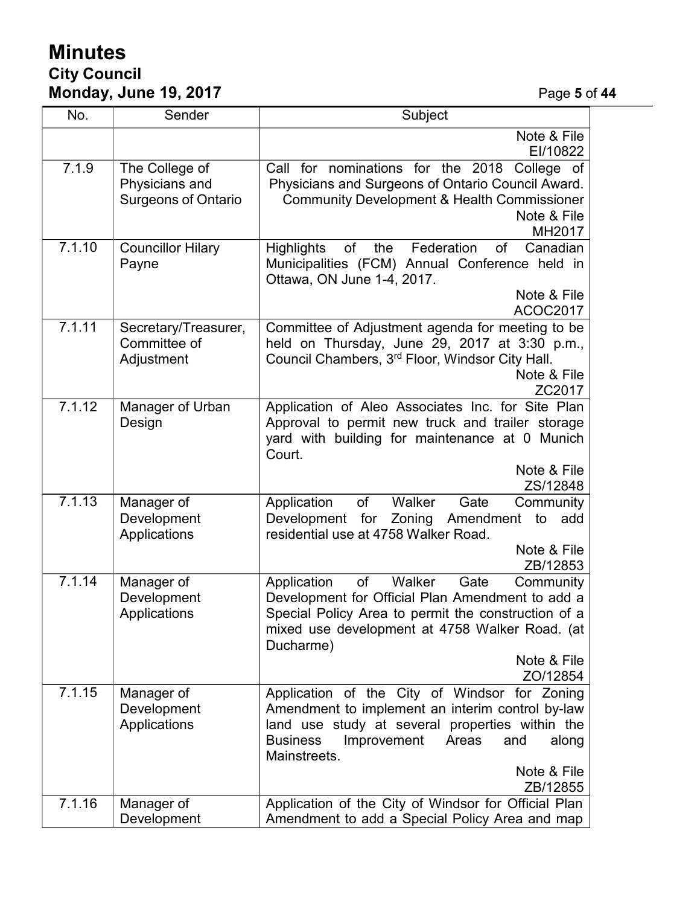| No. | Sender | Subject |
|---|---|---|
| | | Note & File EI/10822 |
| 7.1.9 | The College of Physicians and Surgeons of Ontario | Call for nominations for the 2018 College of Physicians and Surgeons of Ontario Council Award. Community Development & Health Commissioner Note & File MH2017 |
| 7.1.10 | Councillor Hilary Payne | Highlights of the Federation of Canadian Municipalities (FCM) Annual Conference held in Ottawa, ON June 1-4, 2017. Note & File ACOC2017 |
| 7.1.11 | Secretary/Treasurer, Committee of Adjustment | Committee of Adjustment agenda for meeting to be held on Thursday, June 29, 2017 at 3:30 p.m., Council Chambers, 3rd Floor, Windsor City Hall. Note & File ZC2017 |
| 7.1.12 | Manager of Urban Design | Application of Aleo Associates Inc. for Site Plan Approval to permit new truck and trailer storage yard with building for maintenance at 0 Munich Court. Note & File ZS/12848 |
| 7.1.13 | Manager of Development Applications | Application of Walker Gate Community Development for Zoning Amendment to add residential use at 4758 Walker Road. Note & File ZB/12853 |
| 7.1.14 | Manager of Development Applications | Application of Walker Gate Community Development for Official Plan Amendment to add a Special Policy Area to permit the construction of a mixed use development at 4758 Walker Road. (at Ducharme) Note & File ZO/12854 |
| 7.1.15 | Manager of Development Applications | Application of the City of Windsor for Zoning Amendment to implement an interim control by-law land use study at several properties within the Business Improvement Areas and along Mainstreets. Note & File ZB/12855 |
| 7.1.16 | Manager of Development | Application of the City of Windsor for Official Plan Amendment to add a Special Policy Area and map |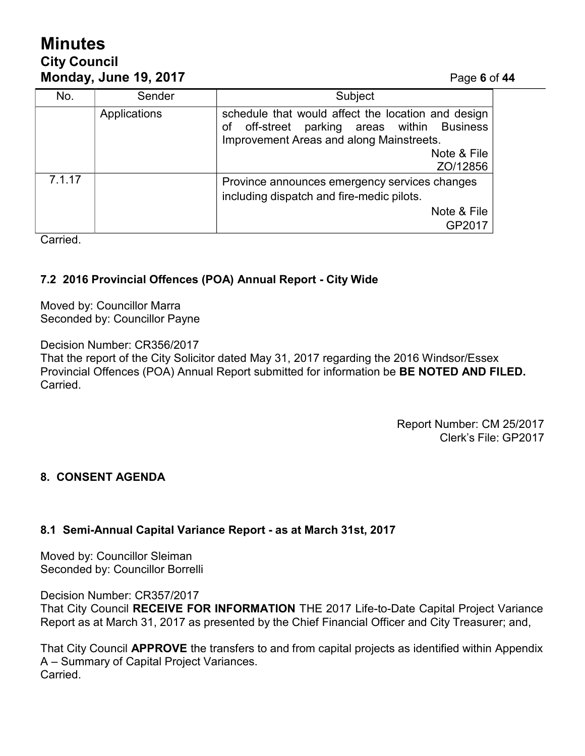| No. | Sender | Subject |
|---|---|---|
| | Applications | schedule that would affect the location and design of off-street parking areas within Business Improvement Areas and along Mainstreets. Note & File ZO/12856 |
| 7.1.17 | | Province announces emergency services changes including dispatch and fire-medic pilots. Note & File GP2017 |

Carried.

### 7.2 2016 Provincial Offences (POA) Annual Report - City Wide

Moved by: Councillor Marra
Seconded by: Councillor Payne

Decision Number: CR356/2017
That the report of the City Solicitor dated May 31, 2017 regarding the 2016 Windsor/Essex Provincial Offences (POA) Annual Report submitted for information be **BE NOTED AND FILED.**
Carried.

Report Number: CM 25/2017
Clerk's File: GP2017

## 8. CONSENT AGENDA

### 8.1 Semi-Annual Capital Variance Report - as at March 31st, 2017

Moved by: Councillor Sleiman
Seconded by: Councillor Borrelli

Decision Number: CR357/2017
That City Council **RECEIVE FOR INFORMATION** THE 2017 Life-to-Date Capital Project Variance Report as at March 31, 2017 as presented by the Chief Financial Officer and City Treasurer; and,

That City Council **APPROVE** the transfers to and from capital projects as identified within Appendix A – Summary of Capital Project Variances.
Carried.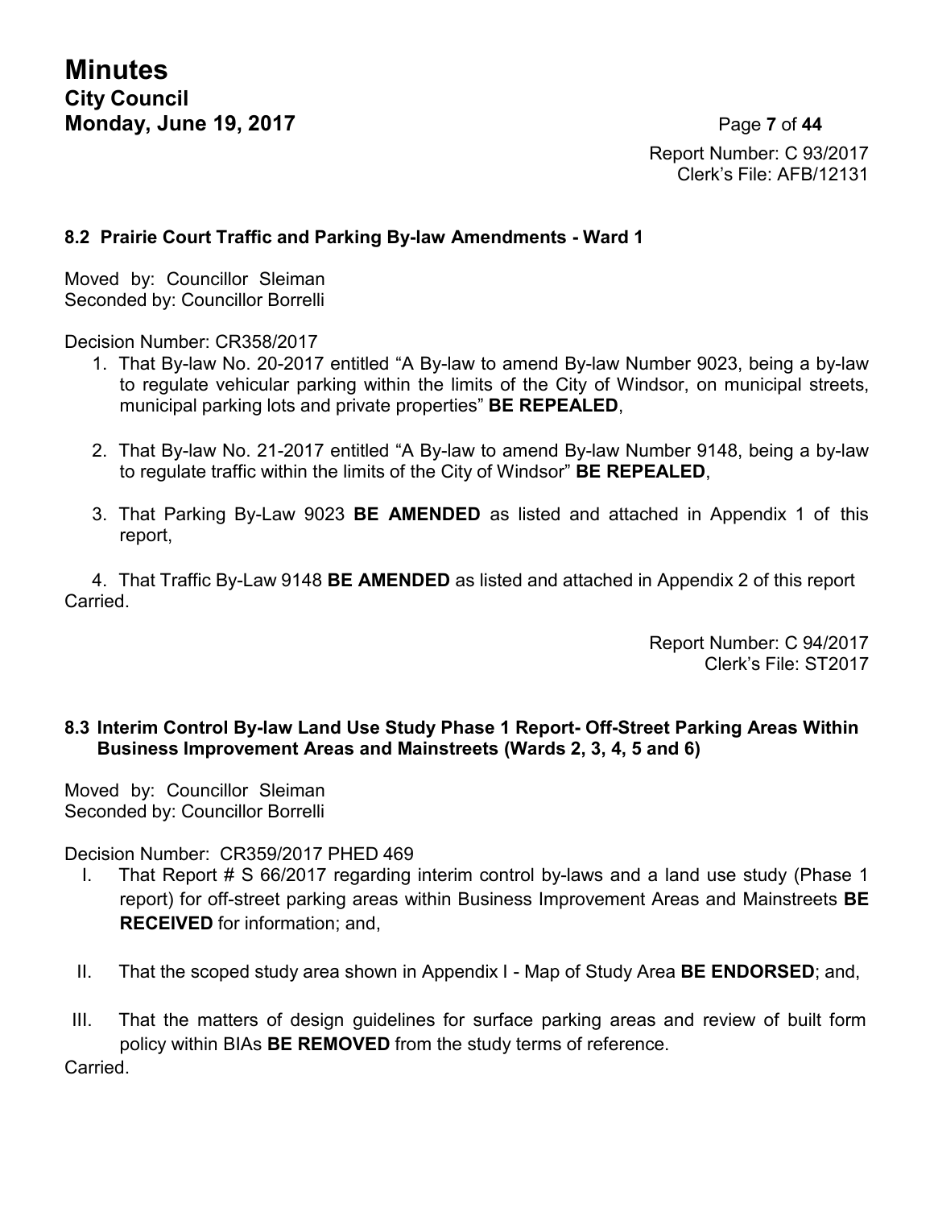Report Number: C 93/2017
Clerk's File: AFB/12131

### 8.2 Prairie Court Traffic and Parking By-law Amendments - Ward 1

Moved by: Councillor Sleiman
Seconded by: Councillor Borrelli

Decision Number: CR358/2017

1. That By-law No. 20-2017 entitled "A By-law to amend By-law Number 9023, being a by-law to regulate vehicular parking within the limits of the City of Windsor, on municipal streets, municipal parking lots and private properties" **BE REPEALED**,
2. That By-law No. 21-2017 entitled "A By-law to amend By-law Number 9148, being a by-law to regulate traffic within the limits of the City of Windsor" **BE REPEALED**,
3. That Parking By-Law 9023 **BE AMENDED** as listed and attached in Appendix 1 of this report,
4. That Traffic By-Law 9148 **BE AMENDED** as listed and attached in Appendix 2 of this report

Carried.

Report Number: C 94/2017
Clerk's File: ST2017

### 8.3 Interim Control By-law Land Use Study Phase 1 Report- Off-Street Parking Areas Within Business Improvement Areas and Mainstreets (Wards 2, 3, 4, 5 and 6)

Moved by: Councillor Sleiman
Seconded by: Councillor Borrelli

Decision Number: CR359/2017 PHED 469

I. That Report # S 66/2017 regarding interim control by-laws and a land use study (Phase 1 report) for off-street parking areas within Business Improvement Areas and Mainstreets **BE RECEIVED** for information; and,

II. That the scoped study area shown in Appendix I - Map of Study Area **BE ENDORSED**; and,

III. That the matters of design guidelines for surface parking areas and review of built form policy within BIAs **BE REMOVED** from the study terms of reference.

Carried.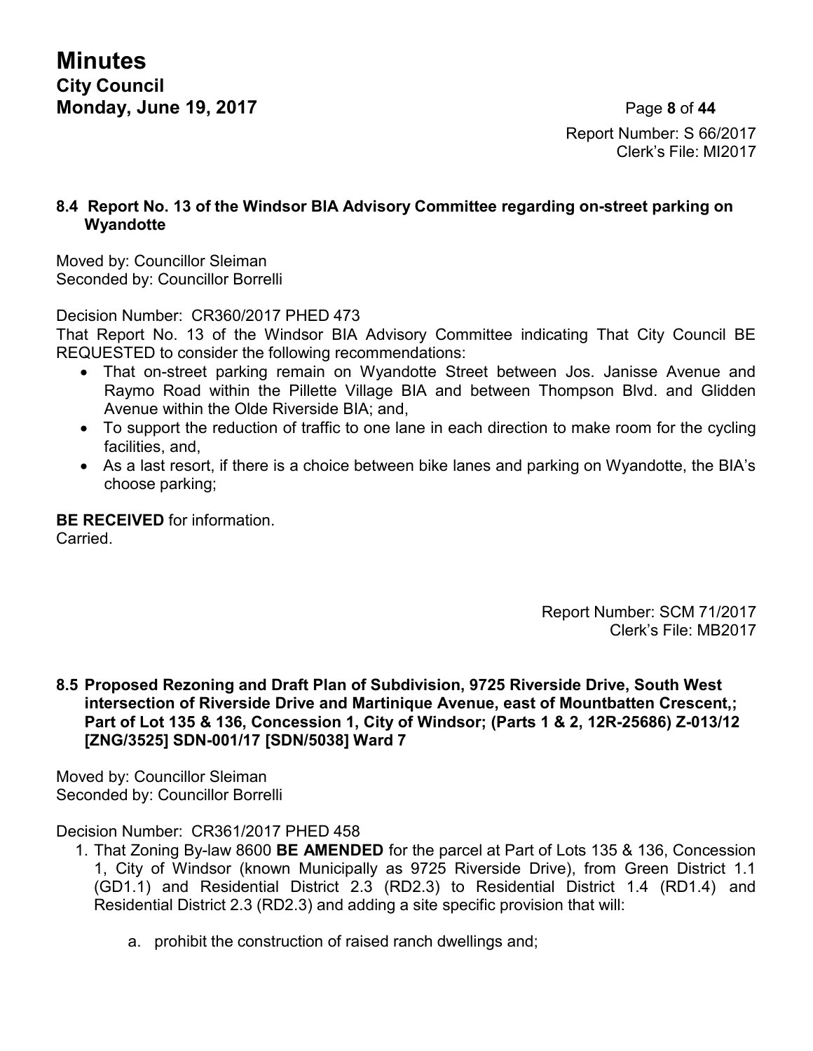Report Number: S 66/2017
Clerk's File: MI2017

**8.4 Report No. 13 of the Windsor BIA Advisory Committee regarding on-street parking on Wyandotte**

Moved by: Councillor Sleiman
Seconded by: Councillor Borrelli

Decision Number: CR360/2017 PHED 473
That Report No. 13 of the Windsor BIA Advisory Committee indicating That City Council BE REQUESTED to consider the following recommendations:

- That on-street parking remain on Wyandotte Street between Jos. Janisse Avenue and Raymo Road within the Pillette Village BIA and between Thompson Blvd. and Glidden Avenue within the Olde Riverside BIA; and,
- To support the reduction of traffic to one lane in each direction to make room for the cycling facilities, and,
- As a last resort, if there is a choice between bike lanes and parking on Wyandotte, the BIA's choose parking;

**BE RECEIVED** for information.
Carried.

Report Number: SCM 71/2017
Clerk's File: MB2017

**8.5 Proposed Rezoning and Draft Plan of Subdivision, 9725 Riverside Drive, South West intersection of Riverside Drive and Martinique Avenue, east of Mountbatten Crescent,; Part of Lot 135 & 136, Concession 1, City of Windsor; (Parts 1 & 2, 12R-25686) Z-013/12 [ZNG/3525] SDN-001/17 [SDN/5038] Ward 7**

Moved by: Councillor Sleiman
Seconded by: Councillor Borrelli

Decision Number: CR361/2017 PHED 458

1. That Zoning By-law 8600 **BE AMENDED** for the parcel at Part of Lots 135 & 136, Concession 1, City of Windsor (known Municipally as 9725 Riverside Drive), from Green District 1.1 (GD1.1) and Residential District 2.3 (RD2.3) to Residential District 1.4 (RD1.4) and Residential District 2.3 (RD2.3) and adding a site specific provision that will:

    a. prohibit the construction of raised ranch dwellings and;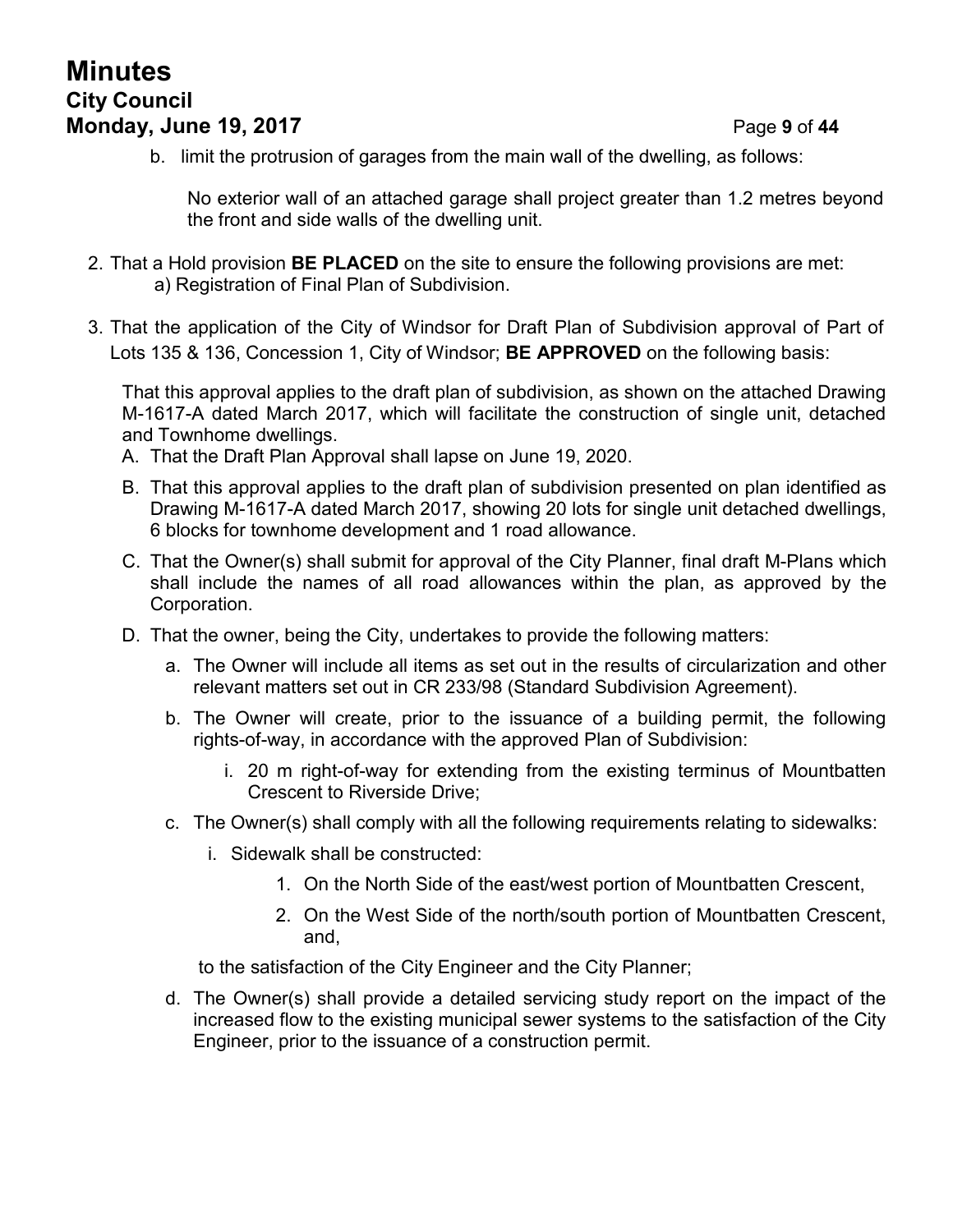b. limit the protrusion of garages from the main wall of the dwelling, as follows:

    No exterior wall of an attached garage shall project greater than 1.2 metres beyond the front and side walls of the dwelling unit.

2. That a Hold provision **BE PLACED** on the site to ensure the following provisions are met:
    a) Registration of Final Plan of Subdivision.

3. That the application of the City of Windsor for Draft Plan of Subdivision approval of Part of Lots 135 & 136, Concession 1, City of Windsor; **BE APPROVED** on the following basis:

    That this approval applies to the draft plan of subdivision, as shown on the attached Drawing M-1617-A dated March 2017, which will facilitate the construction of single unit, detached and Townhome dwellings.

    A. That the Draft Plan Approval shall lapse on June 19, 2020.

    B. That this approval applies to the draft plan of subdivision presented on plan identified as Drawing M-1617-A dated March 2017, showing 20 lots for single unit detached dwellings, 6 blocks for townhome development and 1 road allowance.

    C. That the Owner(s) shall submit for approval of the City Planner, final draft M-Plans which shall include the names of all road allowances within the plan, as approved by the Corporation.

    D. That the owner, being the City, undertakes to provide the following matters:

        a. The Owner will include all items as set out in the results of circularization and other relevant matters set out in CR 233/98 (Standard Subdivision Agreement).

        b. The Owner will create, prior to the issuance of a building permit, the following rights-of-way, in accordance with the approved Plan of Subdivision:

            i. 20 m right-of-way for extending from the existing terminus of Mountbatten Crescent to Riverside Drive;

        c. The Owner(s) shall comply with all the following requirements relating to sidewalks:

            i. Sidewalk shall be constructed:

                1. On the North Side of the east/west portion of Mountbatten Crescent,

                2. On the West Side of the north/south portion of Mountbatten Crescent, and,

            to the satisfaction of the City Engineer and the City Planner;

        d. The Owner(s) shall provide a detailed servicing study report on the impact of the increased flow to the existing municipal sewer systems to the satisfaction of the City Engineer, prior to the issuance of a construction permit.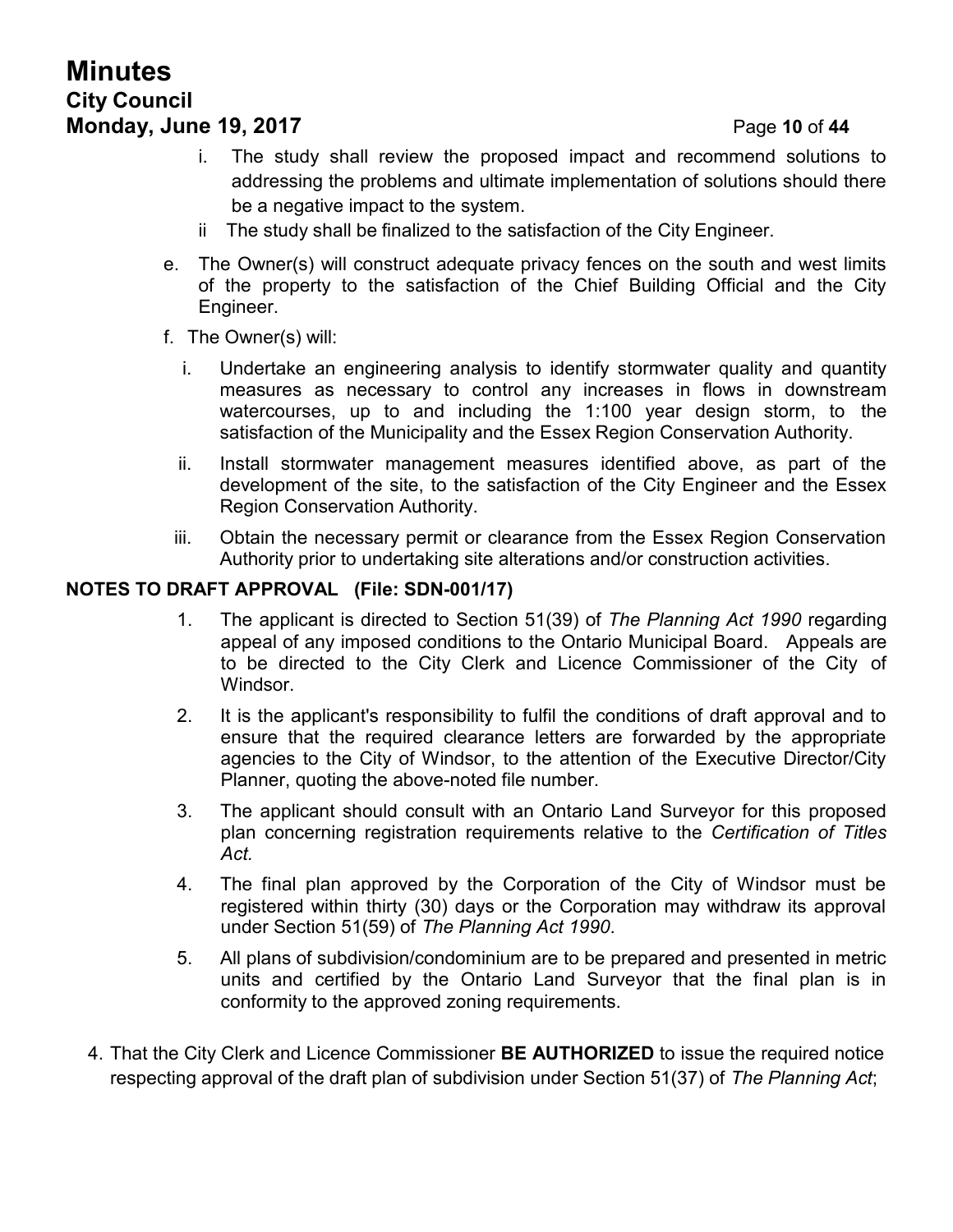i. The study shall review the proposed impact and recommend solutions to addressing the problems and ultimate implementation of solutions should there be a negative impact to the system.

ii The study shall be finalized to the satisfaction of the City Engineer.

e. The Owner(s) will construct adequate privacy fences on the south and west limits of the property to the satisfaction of the Chief Building Official and the City Engineer.

f. The Owner(s) will:

i. Undertake an engineering analysis to identify stormwater quality and quantity measures as necessary to control any increases in flows in downstream watercourses, up to and including the 1:100 year design storm, to the satisfaction of the Municipality and the Essex Region Conservation Authority.

ii. Install stormwater management measures identified above, as part of the development of the site, to the satisfaction of the City Engineer and the Essex Region Conservation Authority.

iii. Obtain the necessary permit or clearance from the Essex Region Conservation Authority prior to undertaking site alterations and/or construction activities.

**NOTES TO DRAFT APPROVAL (File: SDN-001/17)**

1. The applicant is directed to Section 51(39) of *The Planning Act 1990* regarding appeal of any imposed conditions to the Ontario Municipal Board. Appeals are to be directed to the City Clerk and Licence Commissioner of the City of Windsor.
2. It is the applicant's responsibility to fulfil the conditions of draft approval and to ensure that the required clearance letters are forwarded by the appropriate agencies to the City of Windsor, to the attention of the Executive Director/City Planner, quoting the above-noted file number.
3. The applicant should consult with an Ontario Land Surveyor for this proposed plan concerning registration requirements relative to the *Certification of Titles Act.*
4. The final plan approved by the Corporation of the City of Windsor must be registered within thirty (30) days or the Corporation may withdraw its approval under Section 51(59) of *The Planning Act 1990*.
5. All plans of subdivision/condominium are to be prepared and presented in metric units and certified by the Ontario Land Surveyor that the final plan is in conformity to the approved zoning requirements.

4. That the City Clerk and Licence Commissioner **BE AUTHORIZED** to issue the required notice respecting approval of the draft plan of subdivision under Section 51(37) of *The Planning Act*;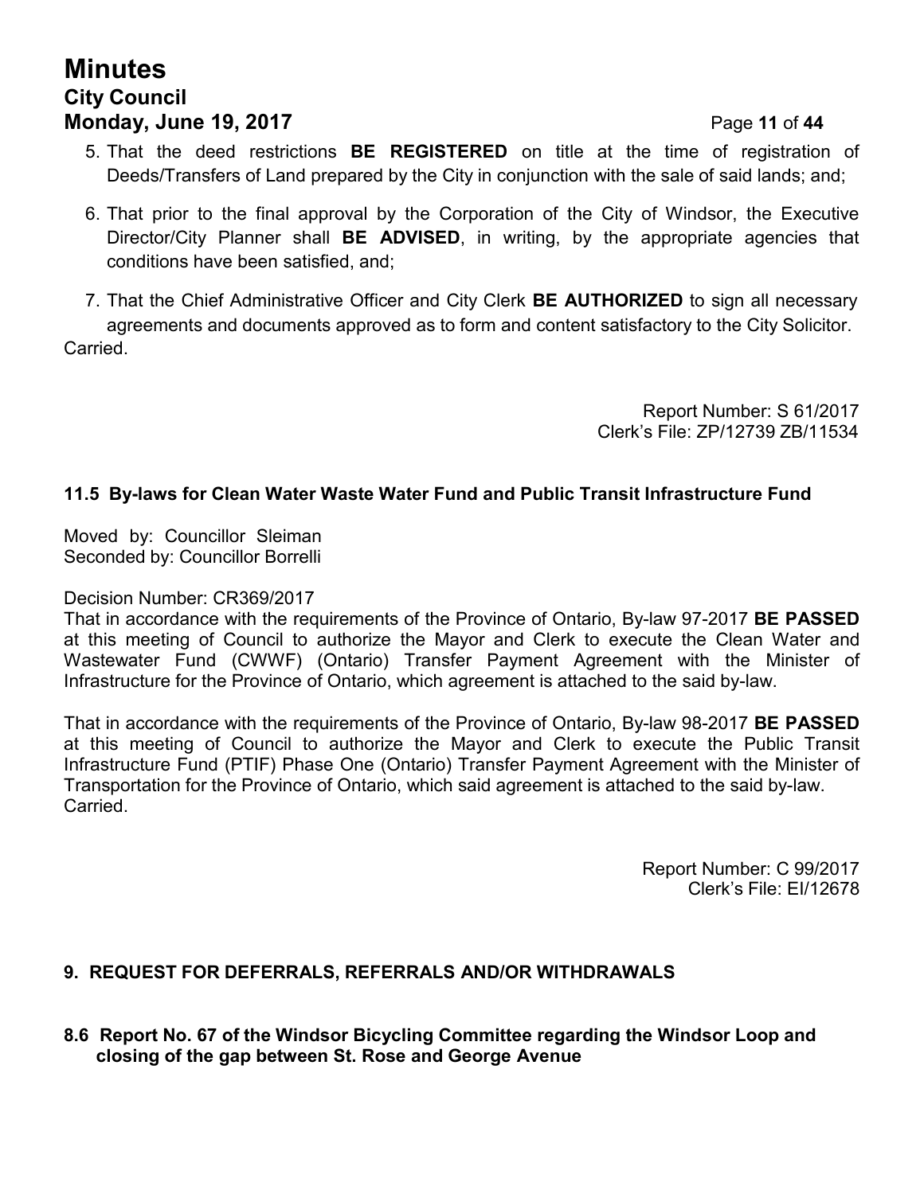5. That the deed restrictions **BE REGISTERED** on title at the time of registration of Deeds/Transfers of Land prepared by the City in conjunction with the sale of said lands; and;

6. That prior to the final approval by the Corporation of the City of Windsor, the Executive Director/City Planner shall **BE ADVISED**, in writing, by the appropriate agencies that conditions have been satisfied, and;

7. That the Chief Administrative Officer and City Clerk **BE AUTHORIZED** to sign all necessary agreements and documents approved as to form and content satisfactory to the City Solicitor.

Carried.

Report Number: S 61/2017
Clerk's File: ZP/12739 ZB/11534

### 11.5 By-laws for Clean Water Waste Water Fund and Public Transit Infrastructure Fund

Moved by: Councillor Sleiman
Seconded by: Councillor Borrelli

Decision Number: CR369/2017
That in accordance with the requirements of the Province of Ontario, By-law 97-2017 **BE PASSED** at this meeting of Council to authorize the Mayor and Clerk to execute the Clean Water and Wastewater Fund (CWWF) (Ontario) Transfer Payment Agreement with the Minister of Infrastructure for the Province of Ontario, which agreement is attached to the said by-law.

That in accordance with the requirements of the Province of Ontario, By-law 98-2017 **BE PASSED** at this meeting of Council to authorize the Mayor and Clerk to execute the Public Transit Infrastructure Fund (PTIF) Phase One (Ontario) Transfer Payment Agreement with the Minister of Transportation for the Province of Ontario, which said agreement is attached to the said by-law.
Carried.

Report Number: C 99/2017
Clerk's File: EI/12678

## 9. REQUEST FOR DEFERRALS, REFERRALS AND/OR WITHDRAWALS

### 8.6 Report No. 67 of the Windsor Bicycling Committee regarding the Windsor Loop and closing of the gap between St. Rose and George Avenue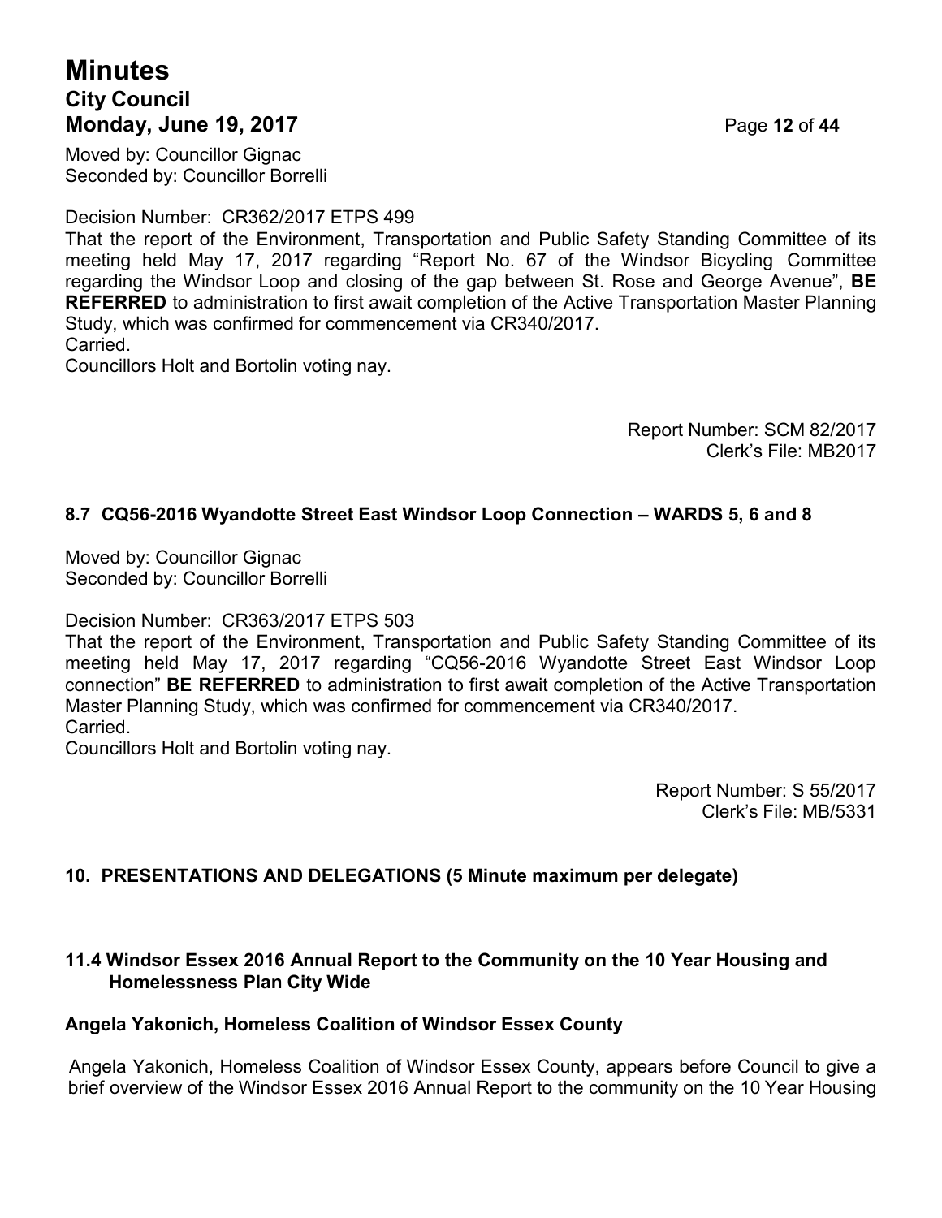Moved by: Councillor Gignac
Seconded by: Councillor Borrelli

Decision Number: CR362/2017 ETPS 499
That the report of the Environment, Transportation and Public Safety Standing Committee of its meeting held May 17, 2017 regarding "Report No. 67 of the Windsor Bicycling Committee regarding the Windsor Loop and closing of the gap between St. Rose and George Avenue", **BE REFERRED** to administration to first await completion of the Active Transportation Master Planning Study, which was confirmed for commencement via CR340/2017.
Carried.
Councillors Holt and Bortolin voting nay.

Report Number: SCM 82/2017
Clerk's File: MB2017

### 8.7 CQ56-2016 Wyandotte Street East Windsor Loop Connection – WARDS 5, 6 and 8

Moved by: Councillor Gignac
Seconded by: Councillor Borrelli

Decision Number: CR363/2017 ETPS 503
That the report of the Environment, Transportation and Public Safety Standing Committee of its meeting held May 17, 2017 regarding "CQ56-2016 Wyandotte Street East Windsor Loop connection" **BE REFERRED** to administration to first await completion of the Active Transportation Master Planning Study, which was confirmed for commencement via CR340/2017.
Carried.
Councillors Holt and Bortolin voting nay.

Report Number: S 55/2017
Clerk's File: MB/5331

## 10. PRESENTATIONS AND DELEGATIONS (5 Minute maximum per delegate)

### 11.4 Windsor Essex 2016 Annual Report to the Community on the 10 Year Housing and Homelessness Plan City Wide

#### Angela Yakonich, Homeless Coalition of Windsor Essex County

Angela Yakonich, Homeless Coalition of Windsor Essex County, appears before Council to give a brief overview of the Windsor Essex 2016 Annual Report to the community on the 10 Year Housing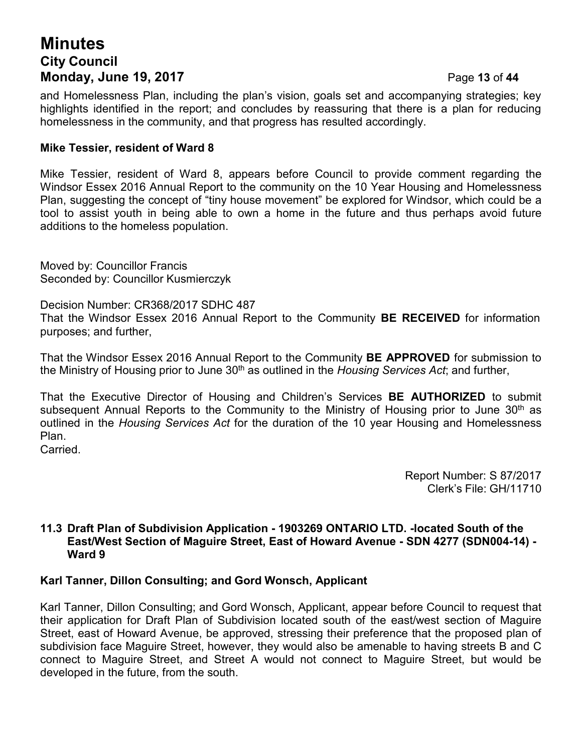and Homelessness Plan, including the plan's vision, goals set and accompanying strategies; key highlights identified in the report; and concludes by reassuring that there is a plan for reducing homelessness in the community, and that progress has resulted accordingly.

**Mike Tessier, resident of Ward 8**

Mike Tessier, resident of Ward 8, appears before Council to provide comment regarding the Windsor Essex 2016 Annual Report to the community on the 10 Year Housing and Homelessness Plan, suggesting the concept of "tiny house movement" be explored for Windsor, which could be a tool to assist youth in being able to own a home in the future and thus perhaps avoid future additions to the homeless population.

Moved by: Councillor Francis
Seconded by: Councillor Kusmierczyk

Decision Number: CR368/2017 SDHC 487
That the Windsor Essex 2016 Annual Report to the Community **BE RECEIVED** for information purposes; and further,

That the Windsor Essex 2016 Annual Report to the Community **BE APPROVED** for submission to the Ministry of Housing prior to June 30th as outlined in the *Housing Services Act*; and further,

That the Executive Director of Housing and Children's Services **BE AUTHORIZED** to submit subsequent Annual Reports to the Community to the Ministry of Housing prior to June 30th as outlined in the *Housing Services Act* for the duration of the 10 year Housing and Homelessness Plan.
Carried.

Report Number: S 87/2017
Clerk's File: GH/11710

### 11.3 Draft Plan of Subdivision Application - 1903269 ONTARIO LTD. -located South of the East/West Section of Maguire Street, East of Howard Avenue - SDN 4277 (SDN004-14) - Ward 9

**Karl Tanner, Dillon Consulting; and Gord Wonsch, Applicant**

Karl Tanner, Dillon Consulting; and Gord Wonsch, Applicant, appear before Council to request that their application for Draft Plan of Subdivision located south of the east/west section of Maguire Street, east of Howard Avenue, be approved, stressing their preference that the proposed plan of subdivision face Maguire Street, however, they would also be amenable to having streets B and C connect to Maguire Street, and Street A would not connect to Maguire Street, but would be developed in the future, from the south.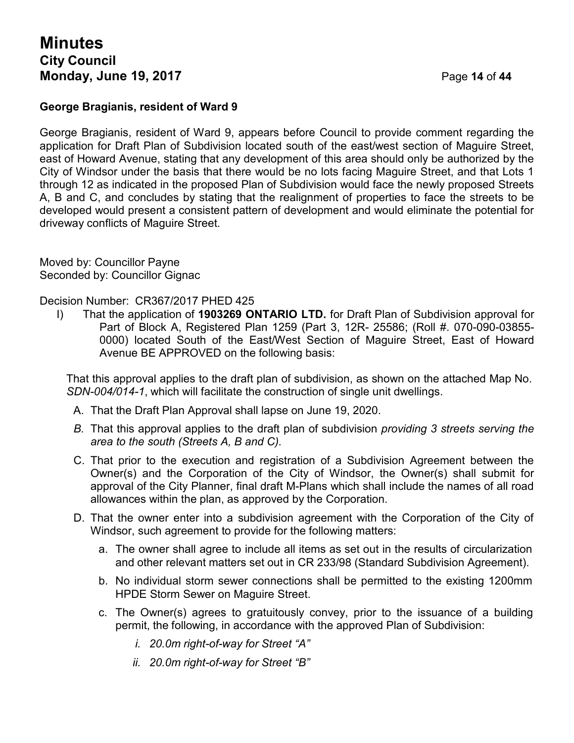**George Bragianis, resident of Ward 9**

George Bragianis, resident of Ward 9, appears before Council to provide comment regarding the application for Draft Plan of Subdivision located south of the east/west section of Maguire Street, east of Howard Avenue, stating that any development of this area should only be authorized by the City of Windsor under the basis that there would be no lots facing Maguire Street, and that Lots 1 through 12 as indicated in the proposed Plan of Subdivision would face the newly proposed Streets A, B and C, and concludes by stating that the realignment of properties to face the streets to be developed would present a consistent pattern of development and would eliminate the potential for driveway conflicts of Maguire Street.

Moved by: Councillor Payne
Seconded by: Councillor Gignac

Decision Number: CR367/2017 PHED 425

I) That the application of **1903269 ONTARIO LTD.** for Draft Plan of Subdivision approval for Part of Block A, Registered Plan 1259 (Part 3, 12R- 25586; (Roll #. 070-090-03855-0000) located South of the East/West Section of Maguire Street, East of Howard Avenue BE APPROVED on the following basis:

That this approval applies to the draft plan of subdivision, as shown on the attached Map No. *SDN-004/014-1*, which will facilitate the construction of single unit dwellings.

A. That the Draft Plan Approval shall lapse on June 19, 2020.

*B.* That this approval applies to the draft plan of subdivision *providing 3 streets serving the area to the south (Streets A, B and C).*

C. That prior to the execution and registration of a Subdivision Agreement between the Owner(s) and the Corporation of the City of Windsor, the Owner(s) shall submit for approval of the City Planner, final draft M-Plans which shall include the names of all road allowances within the plan, as approved by the Corporation.

D. That the owner enter into a subdivision agreement with the Corporation of the City of Windsor, such agreement to provide for the following matters:

   a. The owner shall agree to include all items as set out in the results of circularization and other relevant matters set out in CR 233/98 (Standard Subdivision Agreement).

   b. No individual storm sewer connections shall be permitted to the existing 1200mm HPDE Storm Sewer on Maguire Street.

   c. The Owner(s) agrees to gratuitously convey, prior to the issuance of a building permit, the following, in accordance with the approved Plan of Subdivision:

      *i. 20.0m right-of-way for Street "A"*

      *ii. 20.0m right-of-way for Street "B"*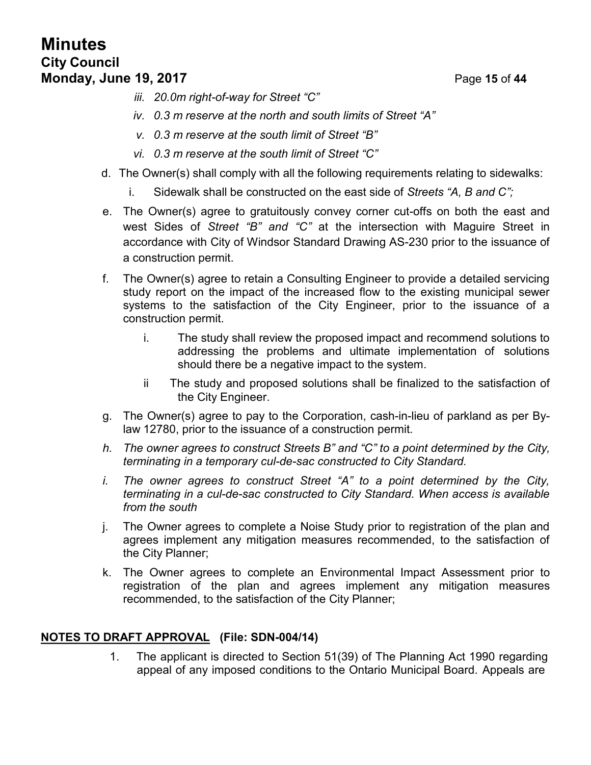*iii. 20.0m right-of-way for Street "C"*

*iv. 0.3 m reserve at the north and south limits of Street "A"*

*v. 0.3 m reserve at the south limit of Street "B"*

*vi. 0.3 m reserve at the south limit of Street "C"*

d. The Owner(s) shall comply with all the following requirements relating to sidewalks:

   i. Sidewalk shall be constructed on the east side of *Streets "A, B and C";*

e. The Owner(s) agree to gratuitously convey corner cut-offs on both the east and west Sides of *Street "B" and "C"* at the intersection with Maguire Street in accordance with City of Windsor Standard Drawing AS-230 prior to the issuance of a construction permit.

f. The Owner(s) agree to retain a Consulting Engineer to provide a detailed servicing study report on the impact of the increased flow to the existing municipal sewer systems to the satisfaction of the City Engineer, prior to the issuance of a construction permit.

   i. The study shall review the proposed impact and recommend solutions to addressing the problems and ultimate implementation of solutions should there be a negative impact to the system.

   ii The study and proposed solutions shall be finalized to the satisfaction of the City Engineer.

g. The Owner(s) agree to pay to the Corporation, cash-in-lieu of parkland as per By-law 12780, prior to the issuance of a construction permit.

*h. The owner agrees to construct Streets B" and "C" to a point determined by the City, terminating in a temporary cul-de-sac constructed to City Standard.*

*i. The owner agrees to construct Street "A" to a point determined by the City, terminating in a cul-de-sac constructed to City Standard. When access is available from the south*

j. The Owner agrees to complete a Noise Study prior to registration of the plan and agrees implement any mitigation measures recommended, to the satisfaction of the City Planner;

k. The Owner agrees to complete an Environmental Impact Assessment prior to registration of the plan and agrees implement any mitigation measures recommended, to the satisfaction of the City Planner;

**NOTES TO DRAFT APPROVAL (File: SDN-004/14)**

1. The applicant is directed to Section 51(39) of The Planning Act 1990 regarding appeal of any imposed conditions to the Ontario Municipal Board. Appeals are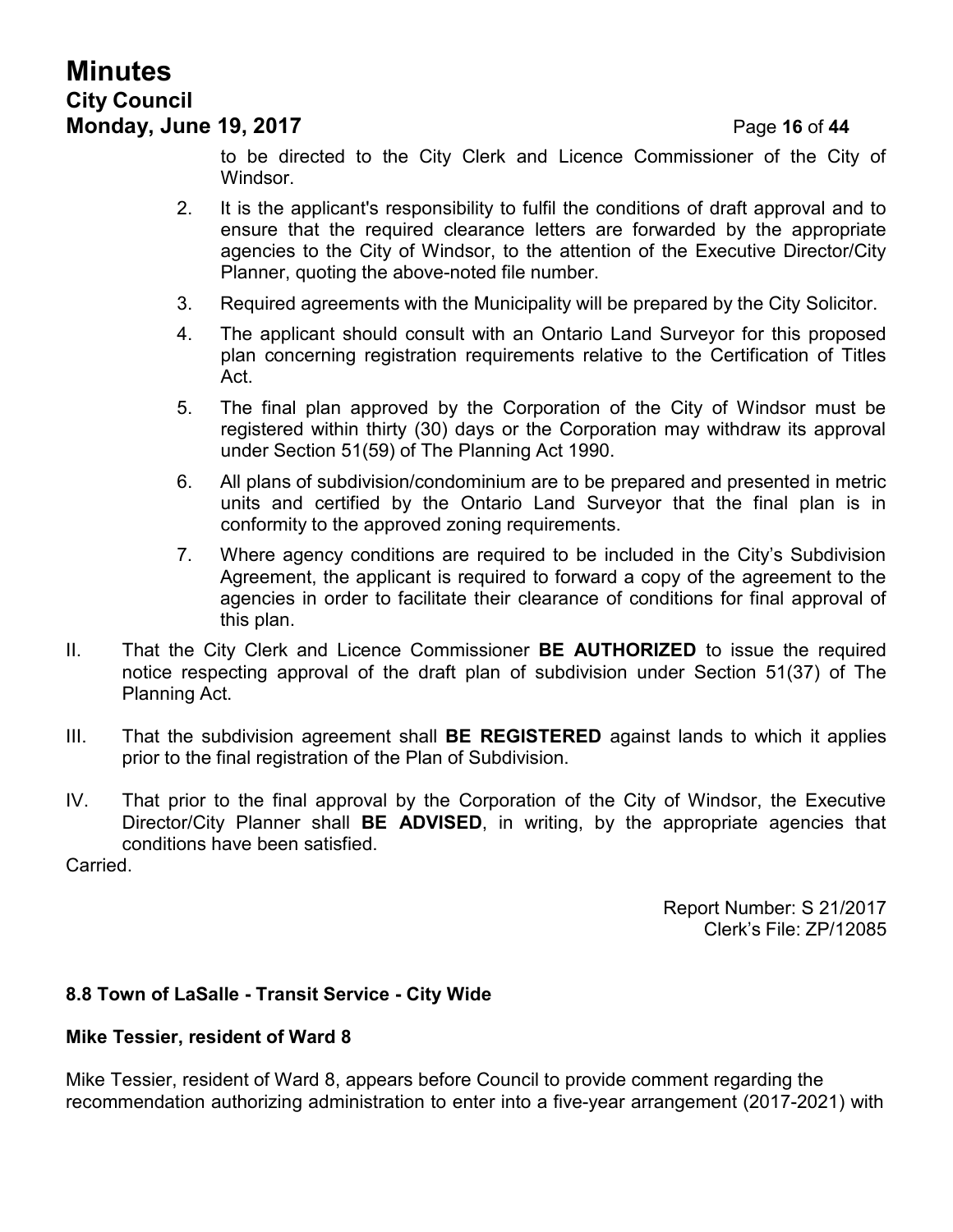to be directed to the City Clerk and Licence Commissioner of the City of Windsor.

2. It is the applicant's responsibility to fulfil the conditions of draft approval and to ensure that the required clearance letters are forwarded by the appropriate agencies to the City of Windsor, to the attention of the Executive Director/City Planner, quoting the above-noted file number.
3. Required agreements with the Municipality will be prepared by the City Solicitor.
4. The applicant should consult with an Ontario Land Surveyor for this proposed plan concerning registration requirements relative to the Certification of Titles Act.
5. The final plan approved by the Corporation of the City of Windsor must be registered within thirty (30) days or the Corporation may withdraw its approval under Section 51(59) of The Planning Act 1990.
6. All plans of subdivision/condominium are to be prepared and presented in metric units and certified by the Ontario Land Surveyor that the final plan is in conformity to the approved zoning requirements.
7. Where agency conditions are required to be included in the City's Subdivision Agreement, the applicant is required to forward a copy of the agreement to the agencies in order to facilitate their clearance of conditions for final approval of this plan.

II. That the City Clerk and Licence Commissioner **BE AUTHORIZED** to issue the required notice respecting approval of the draft plan of subdivision under Section 51(37) of The Planning Act.

III. That the subdivision agreement shall **BE REGISTERED** against lands to which it applies prior to the final registration of the Plan of Subdivision.

IV. That prior to the final approval by the Corporation of the City of Windsor, the Executive Director/City Planner shall **BE ADVISED**, in writing, by the appropriate agencies that conditions have been satisfied.

Carried.

Report Number: S 21/2017
Clerk's File: ZP/12085

### 8.8 Town of LaSalle - Transit Service - City Wide

**Mike Tessier, resident of Ward 8**

Mike Tessier, resident of Ward 8, appears before Council to provide comment regarding the recommendation authorizing administration to enter into a five-year arrangement (2017-2021) with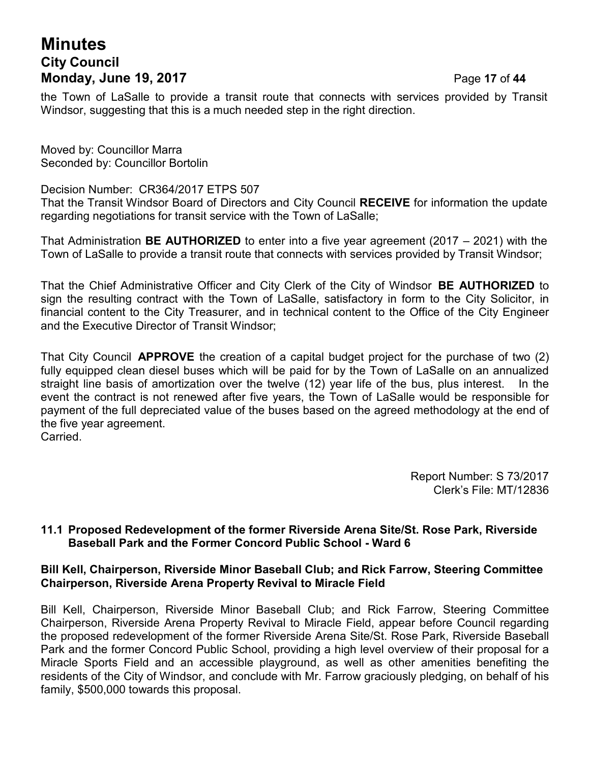the Town of LaSalle to provide a transit route that connects with services provided by Transit Windsor, suggesting that this is a much needed step in the right direction.

Moved by: Councillor Marra
Seconded by: Councillor Bortolin

Decision Number: CR364/2017 ETPS 507
That the Transit Windsor Board of Directors and City Council **RECEIVE** for information the update regarding negotiations for transit service with the Town of LaSalle;

That Administration **BE AUTHORIZED** to enter into a five year agreement (2017 – 2021) with the Town of LaSalle to provide a transit route that connects with services provided by Transit Windsor;

That the Chief Administrative Officer and City Clerk of the City of Windsor **BE AUTHORIZED** to sign the resulting contract with the Town of LaSalle, satisfactory in form to the City Solicitor, in financial content to the City Treasurer, and in technical content to the Office of the City Engineer and the Executive Director of Transit Windsor;

That City Council **APPROVE** the creation of a capital budget project for the purchase of two (2) fully equipped clean diesel buses which will be paid for by the Town of LaSalle on an annualized straight line basis of amortization over the twelve (12) year life of the bus, plus interest. In the event the contract is not renewed after five years, the Town of LaSalle would be responsible for payment of the full depreciated value of the buses based on the agreed methodology at the end of the five year agreement.
Carried.

Report Number: S 73/2017
Clerk's File: MT/12836

### 11.1 Proposed Redevelopment of the former Riverside Arena Site/St. Rose Park, Riverside Baseball Park and the Former Concord Public School - Ward 6

**Bill Kell, Chairperson, Riverside Minor Baseball Club; and Rick Farrow, Steering Committee Chairperson, Riverside Arena Property Revival to Miracle Field**

Bill Kell, Chairperson, Riverside Minor Baseball Club; and Rick Farrow, Steering Committee Chairperson, Riverside Arena Property Revival to Miracle Field, appear before Council regarding the proposed redevelopment of the former Riverside Arena Site/St. Rose Park, Riverside Baseball Park and the former Concord Public School, providing a high level overview of their proposal for a Miracle Sports Field and an accessible playground, as well as other amenities benefiting the residents of the City of Windsor, and conclude with Mr. Farrow graciously pledging, on behalf of his family, $500,000 towards this proposal.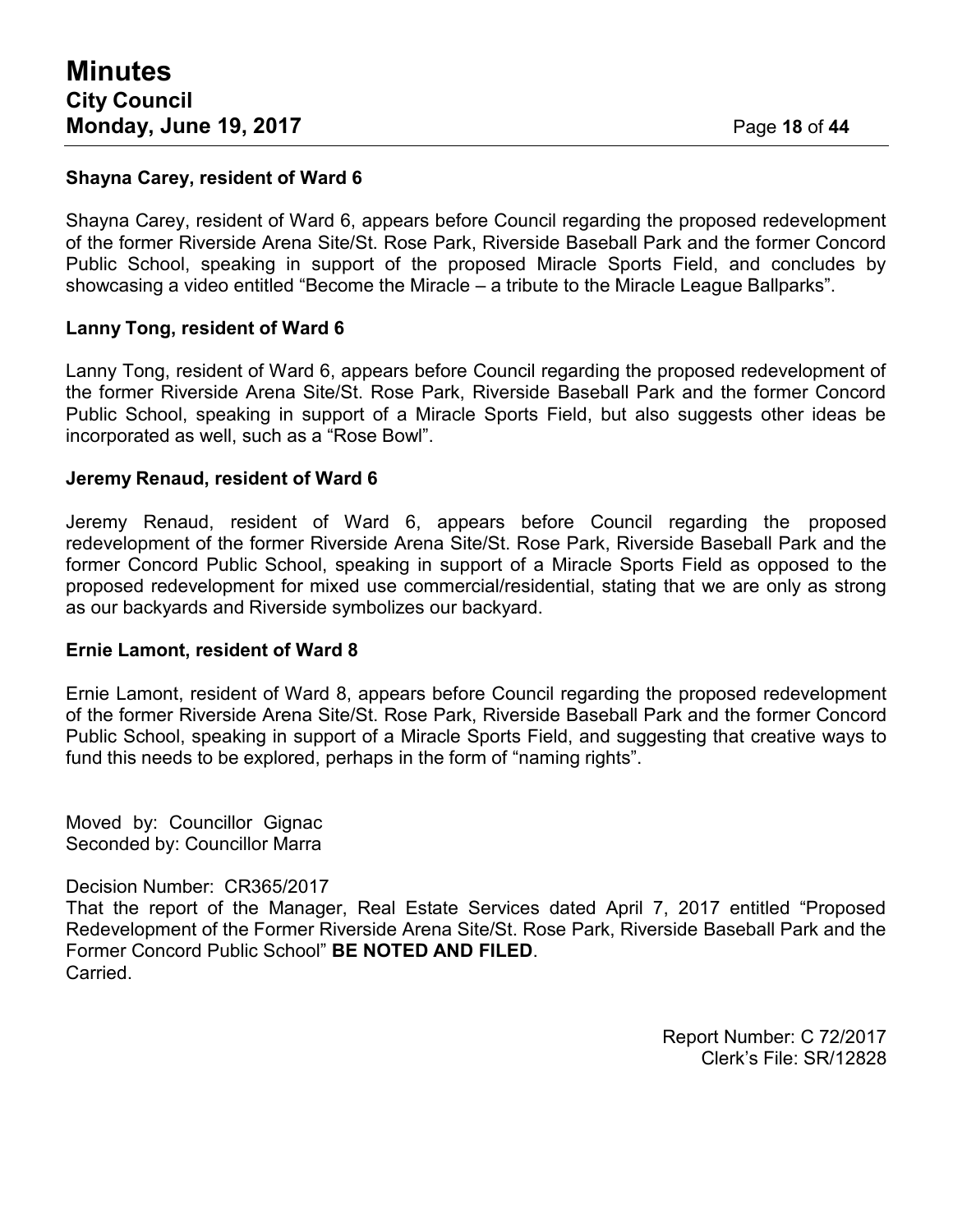**Shayna Carey, resident of Ward 6**

Shayna Carey, resident of Ward 6, appears before Council regarding the proposed redevelopment of the former Riverside Arena Site/St. Rose Park, Riverside Baseball Park and the former Concord Public School, speaking in support of the proposed Miracle Sports Field, and concludes by showcasing a video entitled "Become the Miracle – a tribute to the Miracle League Ballparks".

**Lanny Tong, resident of Ward 6**

Lanny Tong, resident of Ward 6, appears before Council regarding the proposed redevelopment of the former Riverside Arena Site/St. Rose Park, Riverside Baseball Park and the former Concord Public School, speaking in support of a Miracle Sports Field, but also suggests other ideas be incorporated as well, such as a "Rose Bowl".

**Jeremy Renaud, resident of Ward 6**

Jeremy Renaud, resident of Ward 6, appears before Council regarding the proposed redevelopment of the former Riverside Arena Site/St. Rose Park, Riverside Baseball Park and the former Concord Public School, speaking in support of a Miracle Sports Field as opposed to the proposed redevelopment for mixed use commercial/residential, stating that we are only as strong as our backyards and Riverside symbolizes our backyard.

**Ernie Lamont, resident of Ward 8**

Ernie Lamont, resident of Ward 8, appears before Council regarding the proposed redevelopment of the former Riverside Arena Site/St. Rose Park, Riverside Baseball Park and the former Concord Public School, speaking in support of a Miracle Sports Field, and suggesting that creative ways to fund this needs to be explored, perhaps in the form of "naming rights".

Moved by: Councillor Gignac
Seconded by: Councillor Marra

Decision Number: CR365/2017
That the report of the Manager, Real Estate Services dated April 7, 2017 entitled "Proposed Redevelopment of the Former Riverside Arena Site/St. Rose Park, Riverside Baseball Park and the Former Concord Public School" **BE NOTED AND FILED**.
Carried.

Report Number: C 72/2017
Clerk's File: SR/12828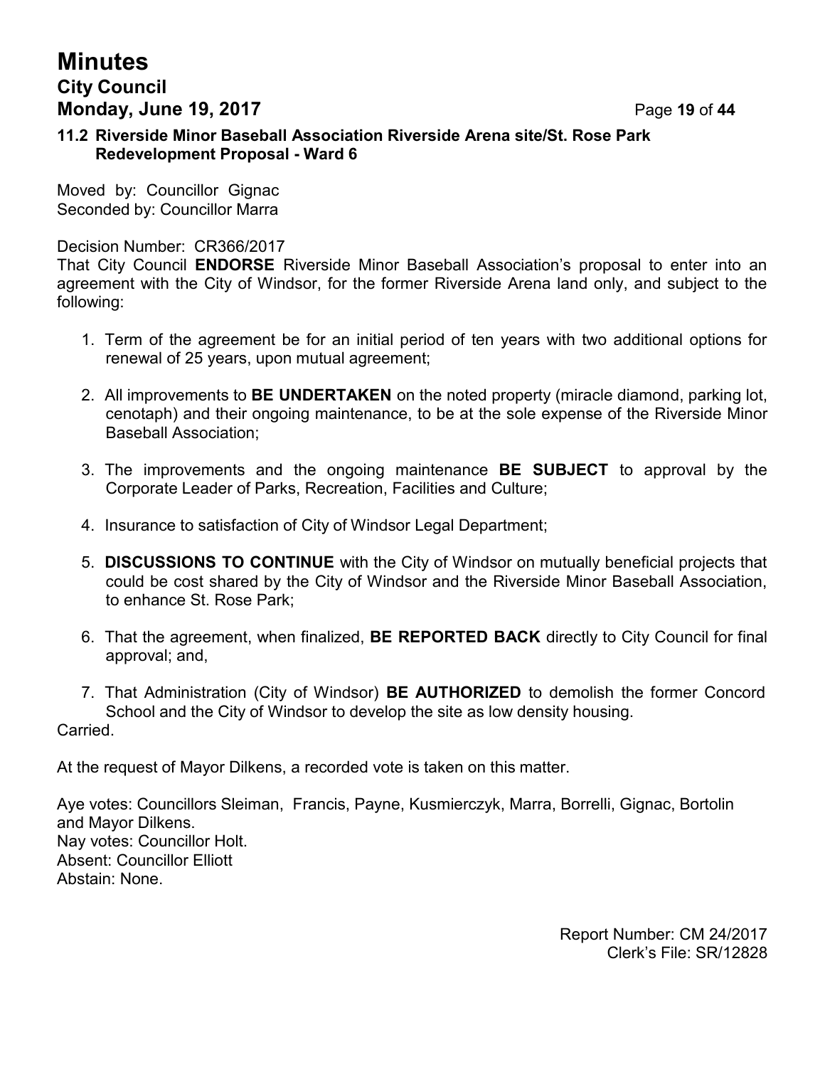### 11.2 Riverside Minor Baseball Association Riverside Arena site/St. Rose Park Redevelopment Proposal - Ward 6

Moved by: Councillor Gignac
Seconded by: Councillor Marra

Decision Number: CR366/2017
That City Council **ENDORSE** Riverside Minor Baseball Association's proposal to enter into an agreement with the City of Windsor, for the former Riverside Arena land only, and subject to the following:

1. Term of the agreement be for an initial period of ten years with two additional options for renewal of 25 years, upon mutual agreement;

2. All improvements to **BE UNDERTAKEN** on the noted property (miracle diamond, parking lot, cenotaph) and their ongoing maintenance, to be at the sole expense of the Riverside Minor Baseball Association;

3. The improvements and the ongoing maintenance **BE SUBJECT** to approval by the Corporate Leader of Parks, Recreation, Facilities and Culture;

4. Insurance to satisfaction of City of Windsor Legal Department;

5. **DISCUSSIONS TO CONTINUE** with the City of Windsor on mutually beneficial projects that could be cost shared by the City of Windsor and the Riverside Minor Baseball Association, to enhance St. Rose Park;

6. That the agreement, when finalized, **BE REPORTED BACK** directly to City Council for final approval; and,

7. That Administration (City of Windsor) **BE AUTHORIZED** to demolish the former Concord School and the City of Windsor to develop the site as low density housing.

Carried.

At the request of Mayor Dilkens, a recorded vote is taken on this matter.

Aye votes: Councillors Sleiman, Francis, Payne, Kusmierczyk, Marra, Borrelli, Gignac, Bortolin and Mayor Dilkens.
Nay votes: Councillor Holt.
Absent: Councillor Elliott
Abstain: None.

Report Number: CM 24/2017
Clerk's File: SR/12828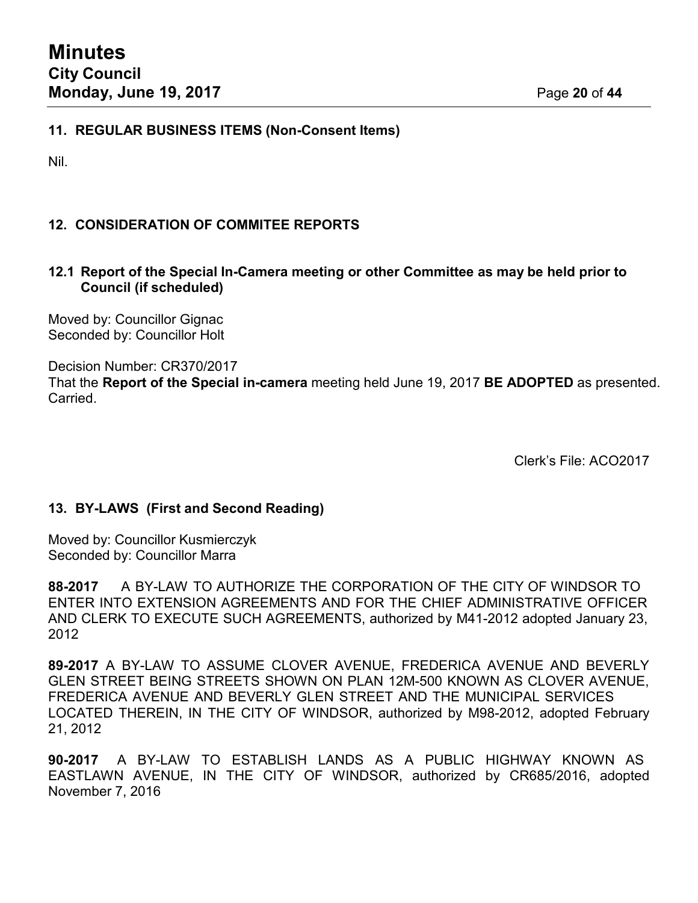## 11. REGULAR BUSINESS ITEMS (Non-Consent Items)

Nil.

## 12. CONSIDERATION OF COMMITEE REPORTS

### 12.1 Report of the Special In-Camera meeting or other Committee as may be held prior to Council (if scheduled)

Moved by: Councillor Gignac
Seconded by: Councillor Holt

Decision Number: CR370/2017
That the **Report of the Special in-camera** meeting held June 19, 2017 **BE ADOPTED** as presented.
Carried.

Clerk's File: ACO2017

## 13. BY-LAWS (First and Second Reading)

Moved by: Councillor Kusmierczyk
Seconded by: Councillor Marra

**88-2017** A BY-LAW TO AUTHORIZE THE CORPORATION OF THE CITY OF WINDSOR TO ENTER INTO EXTENSION AGREEMENTS AND FOR THE CHIEF ADMINISTRATIVE OFFICER AND CLERK TO EXECUTE SUCH AGREEMENTS, authorized by M41-2012 adopted January 23, 2012

**89-2017** A BY-LAW TO ASSUME CLOVER AVENUE, FREDERICA AVENUE AND BEVERLY GLEN STREET BEING STREETS SHOWN ON PLAN 12M-500 KNOWN AS CLOVER AVENUE, FREDERICA AVENUE AND BEVERLY GLEN STREET AND THE MUNICIPAL SERVICES LOCATED THEREIN, IN THE CITY OF WINDSOR, authorized by M98-2012, adopted February 21, 2012

**90-2017** A BY-LAW TO ESTABLISH LANDS AS A PUBLIC HIGHWAY KNOWN AS EASTLAWN AVENUE, IN THE CITY OF WINDSOR, authorized by CR685/2016, adopted November 7, 2016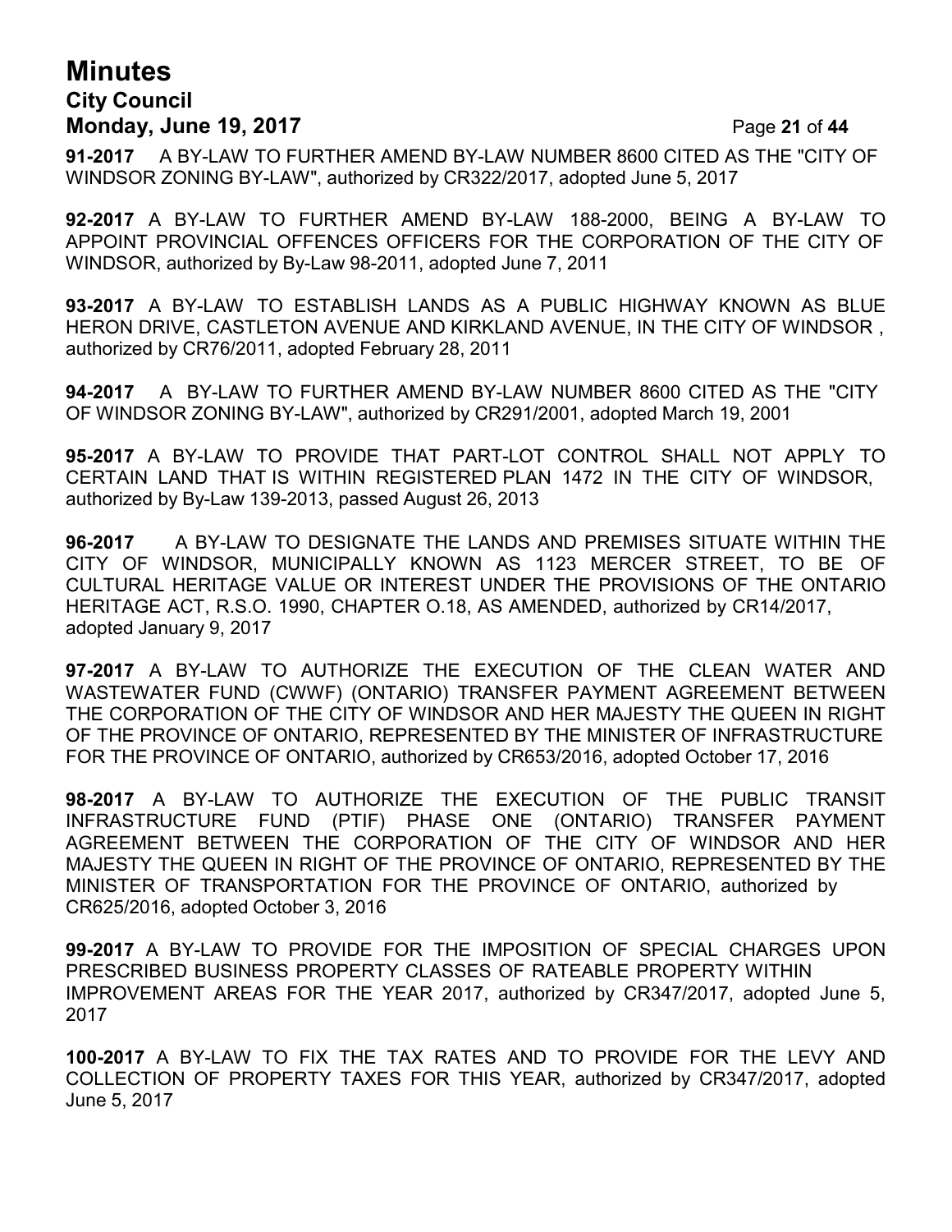**91-2017** A BY-LAW TO FURTHER AMEND BY-LAW NUMBER 8600 CITED AS THE "CITY OF WINDSOR ZONING BY-LAW", authorized by CR322/2017, adopted June 5, 2017

**92-2017** A BY-LAW TO FURTHER AMEND BY-LAW 188-2000, BEING A BY-LAW TO APPOINT PROVINCIAL OFFENCES OFFICERS FOR THE CORPORATION OF THE CITY OF WINDSOR, authorized by By-Law 98-2011, adopted June 7, 2011

**93-2017** A BY-LAW TO ESTABLISH LANDS AS A PUBLIC HIGHWAY KNOWN AS BLUE HERON DRIVE, CASTLETON AVENUE AND KIRKLAND AVENUE, IN THE CITY OF WINDSOR , authorized by CR76/2011, adopted February 28, 2011

**94-2017** A BY-LAW TO FURTHER AMEND BY-LAW NUMBER 8600 CITED AS THE "CITY OF WINDSOR ZONING BY-LAW", authorized by CR291/2001, adopted March 19, 2001

**95-2017** A BY-LAW TO PROVIDE THAT PART-LOT CONTROL SHALL NOT APPLY TO CERTAIN LAND THAT IS WITHIN REGISTERED PLAN 1472 IN THE CITY OF WINDSOR, authorized by By-Law 139-2013, passed August 26, 2013

**96-2017** A BY-LAW TO DESIGNATE THE LANDS AND PREMISES SITUATE WITHIN THE CITY OF WINDSOR, MUNICIPALLY KNOWN AS 1123 MERCER STREET, TO BE OF CULTURAL HERITAGE VALUE OR INTEREST UNDER THE PROVISIONS OF THE ONTARIO HERITAGE ACT, R.S.O. 1990, CHAPTER O.18, AS AMENDED, authorized by CR14/2017, adopted January 9, 2017

**97-2017** A BY-LAW TO AUTHORIZE THE EXECUTION OF THE CLEAN WATER AND WASTEWATER FUND (CWWF) (ONTARIO) TRANSFER PAYMENT AGREEMENT BETWEEN THE CORPORATION OF THE CITY OF WINDSOR AND HER MAJESTY THE QUEEN IN RIGHT OF THE PROVINCE OF ONTARIO, REPRESENTED BY THE MINISTER OF INFRASTRUCTURE FOR THE PROVINCE OF ONTARIO, authorized by CR653/2016, adopted October 17, 2016

**98-2017** A BY-LAW TO AUTHORIZE THE EXECUTION OF THE PUBLIC TRANSIT INFRASTRUCTURE FUND (PTIF) PHASE ONE (ONTARIO) TRANSFER PAYMENT AGREEMENT BETWEEN THE CORPORATION OF THE CITY OF WINDSOR AND HER MAJESTY THE QUEEN IN RIGHT OF THE PROVINCE OF ONTARIO, REPRESENTED BY THE MINISTER OF TRANSPORTATION FOR THE PROVINCE OF ONTARIO, authorized by CR625/2016, adopted October 3, 2016

**99-2017** A BY-LAW TO PROVIDE FOR THE IMPOSITION OF SPECIAL CHARGES UPON PRESCRIBED BUSINESS PROPERTY CLASSES OF RATEABLE PROPERTY WITHIN IMPROVEMENT AREAS FOR THE YEAR 2017, authorized by CR347/2017, adopted June 5, 2017

**100-2017** A BY-LAW TO FIX THE TAX RATES AND TO PROVIDE FOR THE LEVY AND COLLECTION OF PROPERTY TAXES FOR THIS YEAR, authorized by CR347/2017, adopted June 5, 2017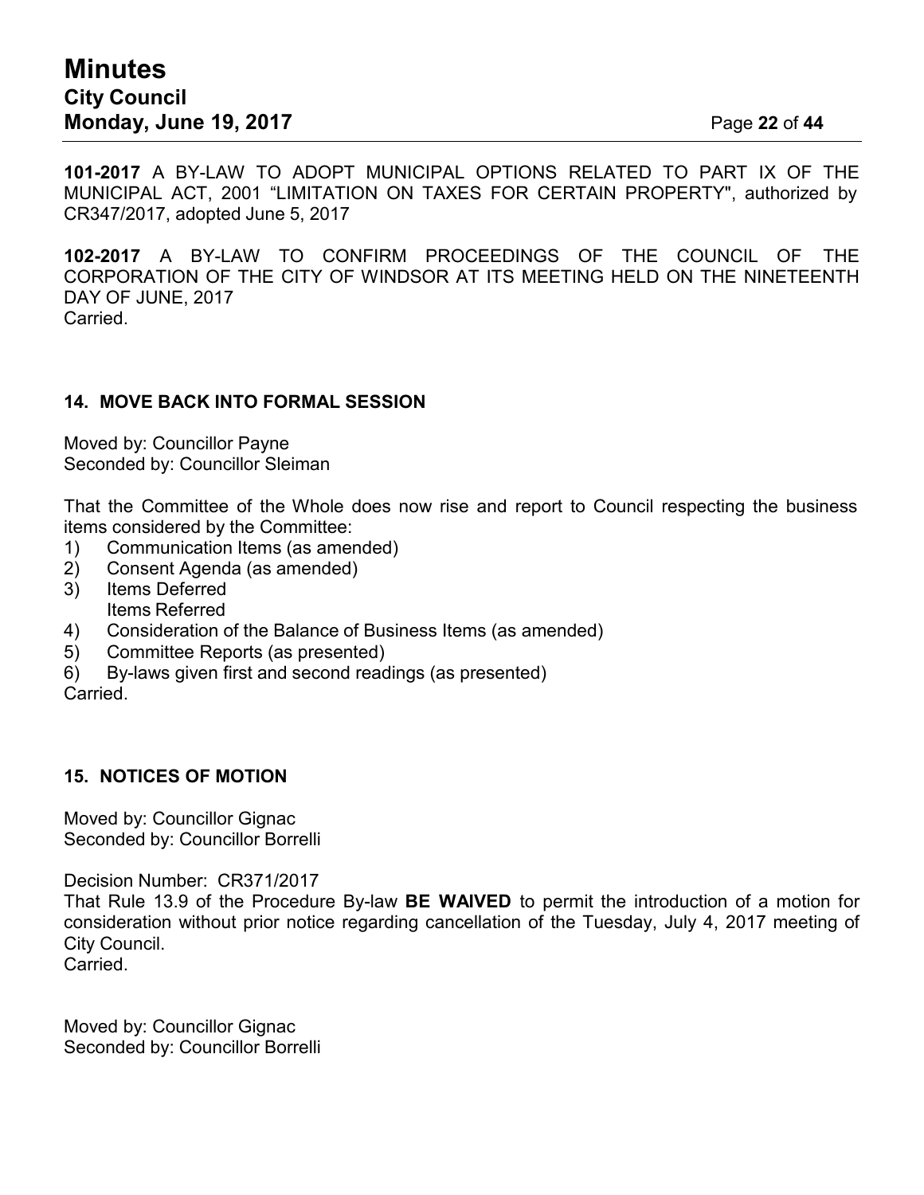**101-2017** A BY-LAW TO ADOPT MUNICIPAL OPTIONS RELATED TO PART IX OF THE MUNICIPAL ACT, 2001 "LIMITATION ON TAXES FOR CERTAIN PROPERTY", authorized by CR347/2017, adopted June 5, 2017

**102-2017** A BY-LAW TO CONFIRM PROCEEDINGS OF THE COUNCIL OF THE CORPORATION OF THE CITY OF WINDSOR AT ITS MEETING HELD ON THE NINETEENTH DAY OF JUNE, 2017
Carried.

## 14. MOVE BACK INTO FORMAL SESSION

Moved by: Councillor Payne
Seconded by: Councillor Sleiman

That the Committee of the Whole does now rise and report to Council respecting the business items considered by the Committee:

1) Communication Items (as amended)
2) Consent Agenda (as amended)
3) Items Deferred
   Items Referred
4) Consideration of the Balance of Business Items (as amended)
5) Committee Reports (as presented)
6) By-laws given first and second readings (as presented)

Carried.

## 15. NOTICES OF MOTION

Moved by: Councillor Gignac
Seconded by: Councillor Borrelli

Decision Number: CR371/2017
That Rule 13.9 of the Procedure By-law **BE WAIVED** to permit the introduction of a motion for consideration without prior notice regarding cancellation of the Tuesday, July 4, 2017 meeting of City Council.
Carried.

Moved by: Councillor Gignac
Seconded by: Councillor Borrelli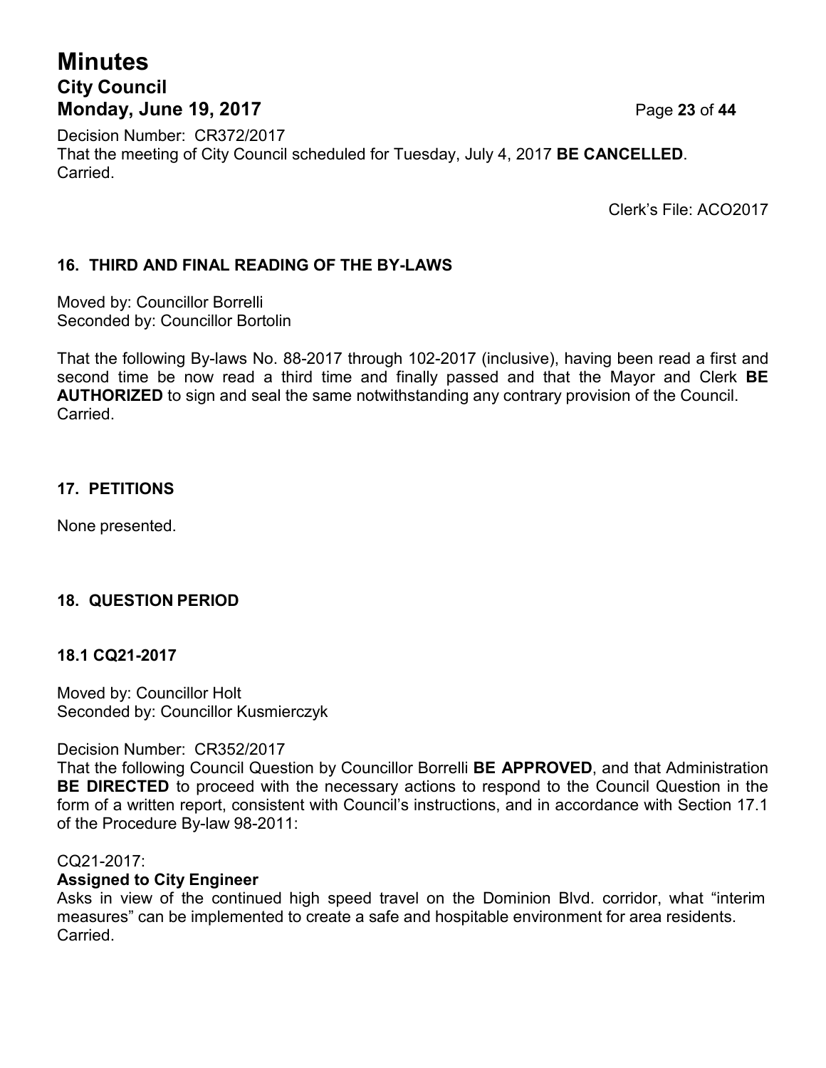Decision Number: CR372/2017
That the meeting of City Council scheduled for Tuesday, July 4, 2017 **BE CANCELLED**.
Carried.

Clerk's File: ACO2017

### 16. THIRD AND FINAL READING OF THE BY-LAWS

Moved by: Councillor Borrelli
Seconded by: Councillor Bortolin

That the following By-laws No. 88-2017 through 102-2017 (inclusive), having been read a first and second time be now read a third time and finally passed and that the Mayor and Clerk **BE AUTHORIZED** to sign and seal the same notwithstanding any contrary provision of the Council.
Carried.

### 17. PETITIONS

None presented.

### 18. QUESTION PERIOD

#### 18.1 CQ21-2017

Moved by: Councillor Holt
Seconded by: Councillor Kusmierczyk

Decision Number: CR352/2017
That the following Council Question by Councillor Borrelli **BE APPROVED**, and that Administration **BE DIRECTED** to proceed with the necessary actions to respond to the Council Question in the form of a written report, consistent with Council's instructions, and in accordance with Section 17.1 of the Procedure By-law 98-2011:

CQ21-2017:
**Assigned to City Engineer**
Asks in view of the continued high speed travel on the Dominion Blvd. corridor, what "interim measures" can be implemented to create a safe and hospitable environment for area residents.
Carried.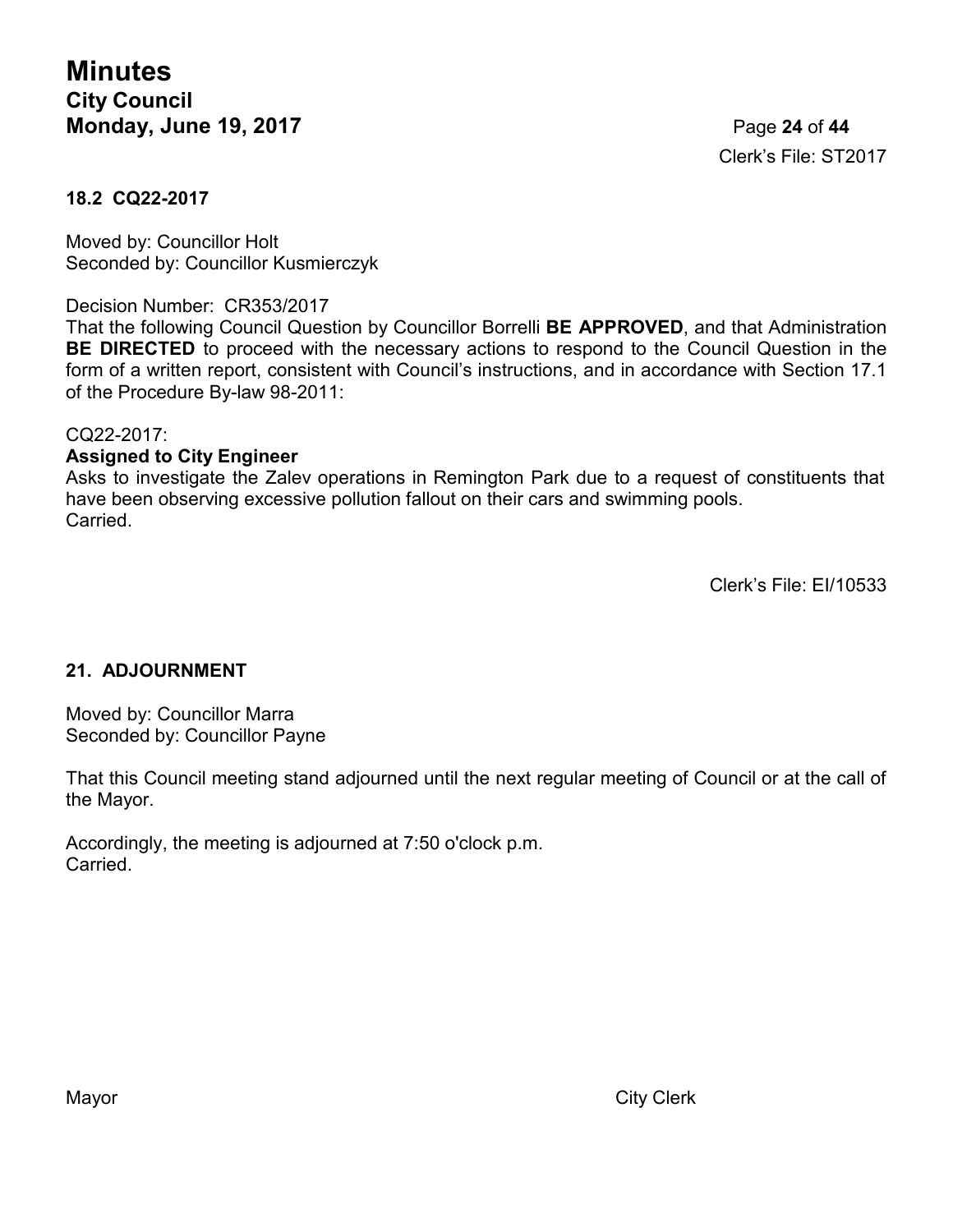Clerk's File: ST2017

### 18.2 CQ22-2017

Moved by: Councillor Holt
Seconded by: Councillor Kusmierczyk

Decision Number: CR353/2017
That the following Council Question by Councillor Borrelli **BE APPROVED**, and that Administration **BE DIRECTED** to proceed with the necessary actions to respond to the Council Question in the form of a written report, consistent with Council's instructions, and in accordance with Section 17.1 of the Procedure By-law 98-2011:

CQ22-2017:
**Assigned to City Engineer**
Asks to investigate the Zalev operations in Remington Park due to a request of constituents that have been observing excessive pollution fallout on their cars and swimming pools.
Carried.

Clerk's File: EI/10533

### 21. ADJOURNMENT

Moved by: Councillor Marra
Seconded by: Councillor Payne

That this Council meeting stand adjourned until the next regular meeting of Council or at the call of the Mayor.

Accordingly, the meeting is adjourned at 7:50 o'clock p.m.
Carried.

Mayor

City Clerk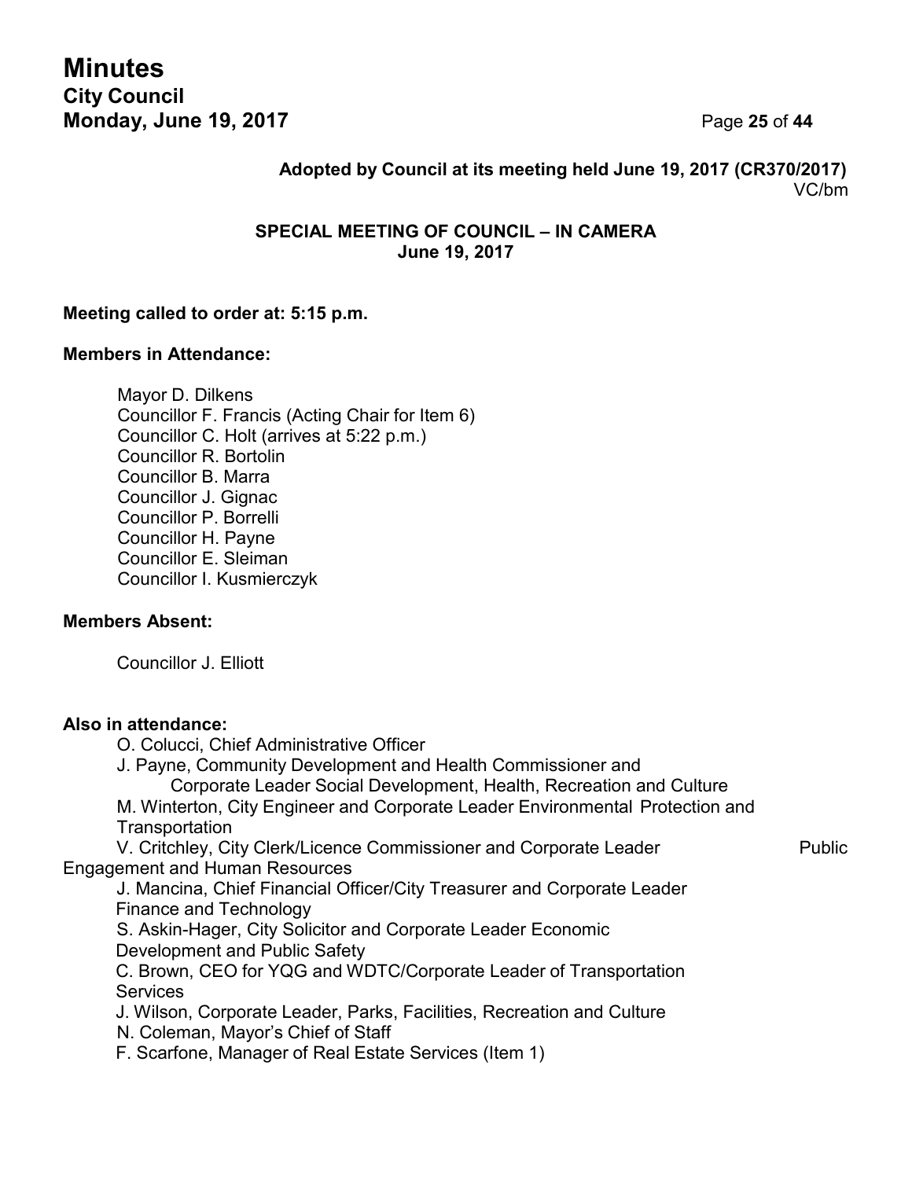**Adopted by Council at its meeting held June 19, 2017 (CR370/2017)**
VC/bm

**SPECIAL MEETING OF COUNCIL – IN CAMERA**
**June 19, 2017**

**Meeting called to order at: 5:15 p.m.**

**Members in Attendance:**

Mayor D. Dilkens
Councillor F. Francis (Acting Chair for Item 6)
Councillor C. Holt (arrives at 5:22 p.m.)
Councillor R. Bortolin
Councillor B. Marra
Councillor J. Gignac
Councillor P. Borrelli
Councillor H. Payne
Councillor E. Sleiman
Councillor I. Kusmierczyk

**Members Absent:**

Councillor J. Elliott

**Also in attendance:**

O. Colucci, Chief Administrative Officer
J. Payne, Community Development and Health Commissioner and Corporate Leader Social Development, Health, Recreation and Culture
M. Winterton, City Engineer and Corporate Leader Environmental Protection and Transportation
V. Critchley, City Clerk/Licence Commissioner and Corporate Leader Public Engagement and Human Resources
J. Mancina, Chief Financial Officer/City Treasurer and Corporate Leader Finance and Technology
S. Askin-Hager, City Solicitor and Corporate Leader Economic Development and Public Safety
C. Brown, CEO for YQG and WDTC/Corporate Leader of Transportation Services
J. Wilson, Corporate Leader, Parks, Facilities, Recreation and Culture
N. Coleman, Mayor's Chief of Staff
F. Scarfone, Manager of Real Estate Services (Item 1)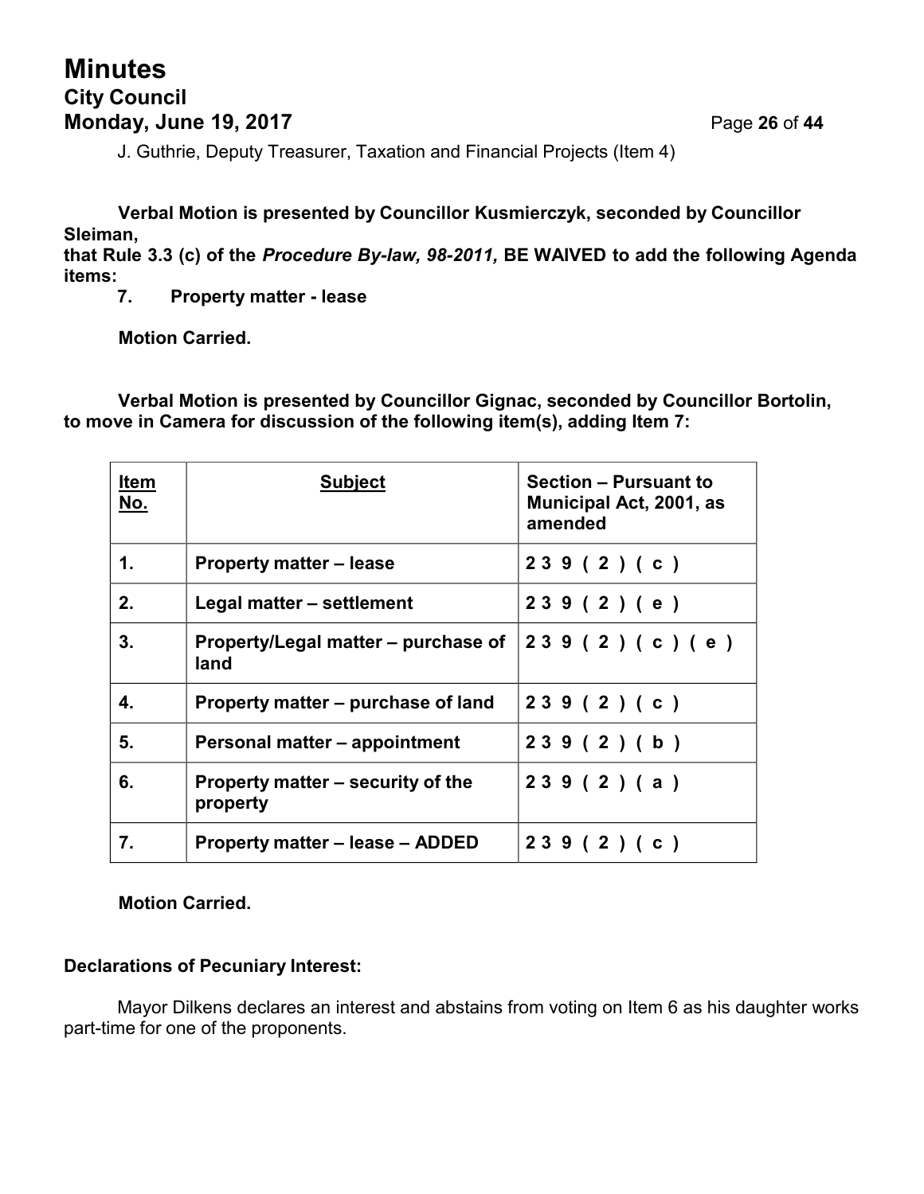J. Guthrie, Deputy Treasurer, Taxation and Financial Projects (Item 4)

**Verbal Motion is presented by Councillor Kusmierczyk, seconded by Councillor Sleiman,**
**that Rule 3.3 (c) of the *Procedure By-law, 98-2011,* BE WAIVED to add the following Agenda items:**

**7. Property matter - lease**

**Motion Carried.**

**Verbal Motion is presented by Councillor Gignac, seconded by Councillor Bortolin, to move in Camera for discussion of the following item(s), adding Item 7:**

| Item No. | Subject | Section – Pursuant to Municipal Act, 2001, as amended |
|---|---|---|
| 1. | Property matter – lease | 239(2)(c) |
| 2. | Legal matter – settlement | 239(2)(e) |
| 3. | Property/Legal matter – purchase of land | 239(2)(c)(e) |
| 4. | Property matter – purchase of land | 239(2)(c) |
| 5. | Personal matter – appointment | 239(2)(b) |
| 6. | Property matter – security of the property | 239(2)(a) |
| 7. | Property matter – lease – ADDED | 239(2)(c) |

**Motion Carried.**

**Declarations of Pecuniary Interest:**

Mayor Dilkens declares an interest and abstains from voting on Item 6 as his daughter works part-time for one of the proponents.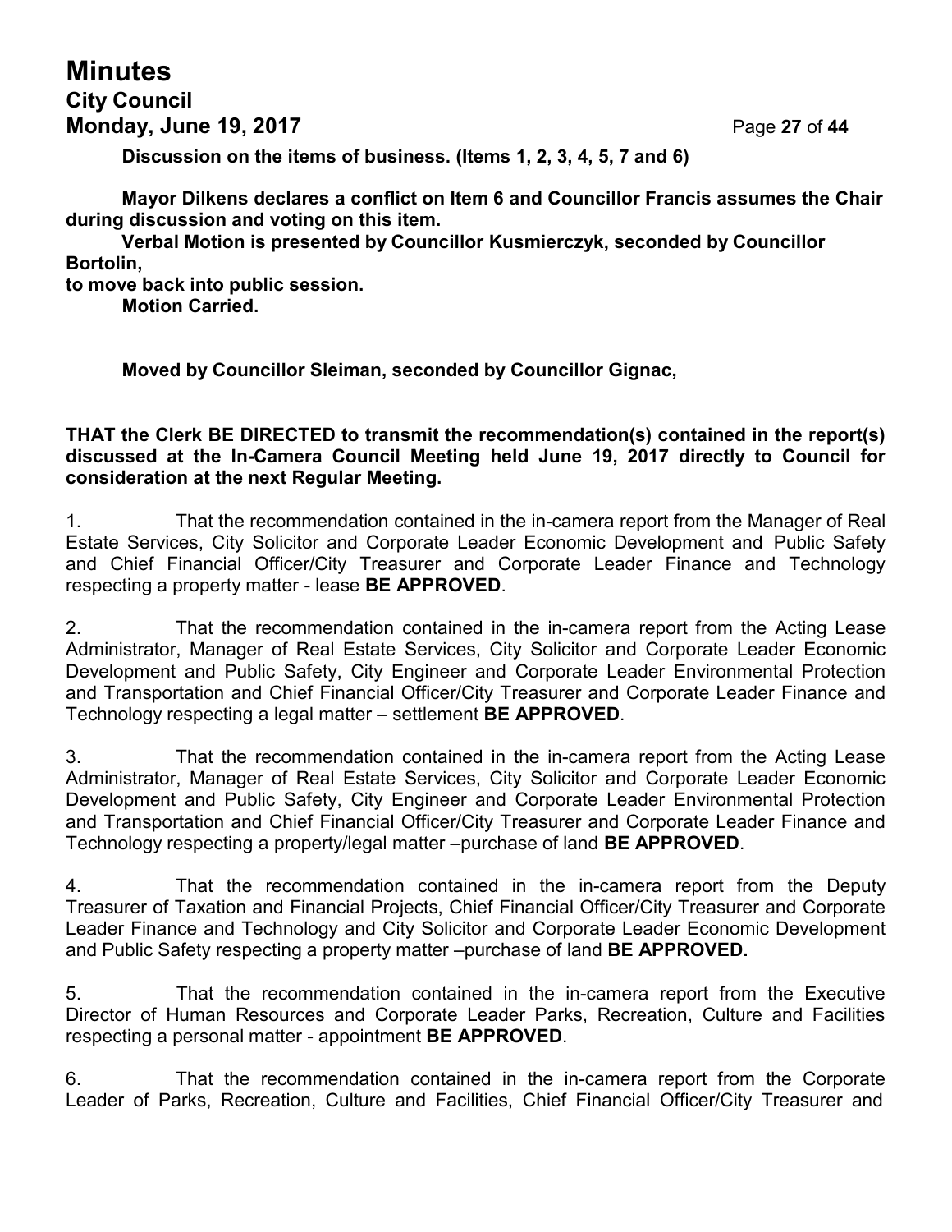**Discussion on the items of business. (Items 1, 2, 3, 4, 5, 7 and 6)**

**Mayor Dilkens declares a conflict on Item 6 and Councillor Francis assumes the Chair during discussion and voting on this item.**

**Verbal Motion is presented by Councillor Kusmierczyk, seconded by Councillor Bortolin, to move back into public session.**

**Motion Carried.**

**Moved by Councillor Sleiman, seconded by Councillor Gignac,**

**THAT the Clerk BE DIRECTED to transmit the recommendation(s) contained in the report(s) discussed at the In-Camera Council Meeting held June 19, 2017 directly to Council for consideration at the next Regular Meeting.**

1. That the recommendation contained in the in-camera report from the Manager of Real Estate Services, City Solicitor and Corporate Leader Economic Development and Public Safety and Chief Financial Officer/City Treasurer and Corporate Leader Finance and Technology respecting a property matter - lease **BE APPROVED**.

2. That the recommendation contained in the in-camera report from the Acting Lease Administrator, Manager of Real Estate Services, City Solicitor and Corporate Leader Economic Development and Public Safety, City Engineer and Corporate Leader Environmental Protection and Transportation and Chief Financial Officer/City Treasurer and Corporate Leader Finance and Technology respecting a legal matter – settlement **BE APPROVED**.

3. That the recommendation contained in the in-camera report from the Acting Lease Administrator, Manager of Real Estate Services, City Solicitor and Corporate Leader Economic Development and Public Safety, City Engineer and Corporate Leader Environmental Protection and Transportation and Chief Financial Officer/City Treasurer and Corporate Leader Finance and Technology respecting a property/legal matter –purchase of land **BE APPROVED**.

4. That the recommendation contained in the in-camera report from the Deputy Treasurer of Taxation and Financial Projects, Chief Financial Officer/City Treasurer and Corporate Leader Finance and Technology and City Solicitor and Corporate Leader Economic Development and Public Safety respecting a property matter –purchase of land **BE APPROVED.**

5. That the recommendation contained in the in-camera report from the Executive Director of Human Resources and Corporate Leader Parks, Recreation, Culture and Facilities respecting a personal matter - appointment **BE APPROVED**.

6. That the recommendation contained in the in-camera report from the Corporate Leader of Parks, Recreation, Culture and Facilities, Chief Financial Officer/City Treasurer and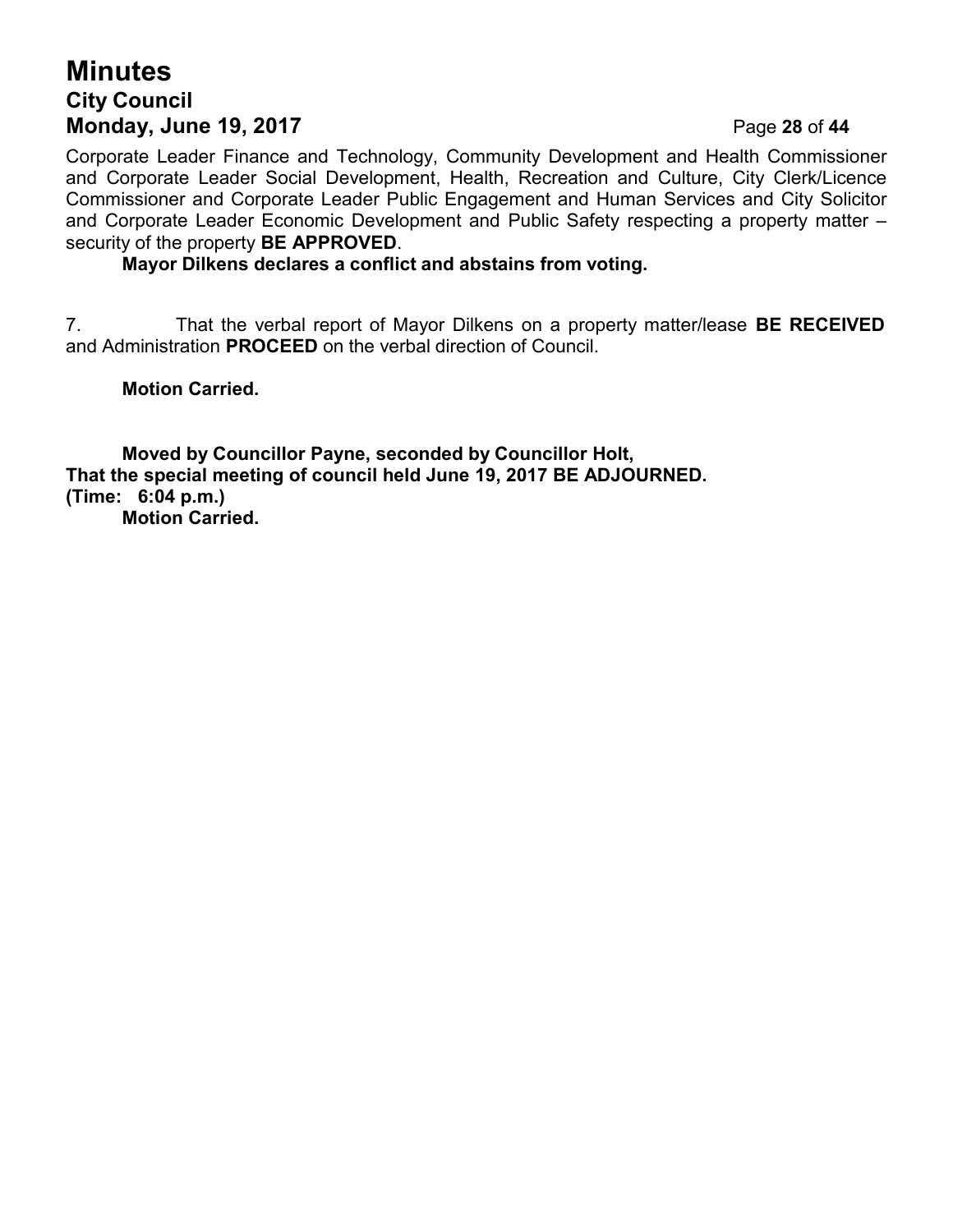Corporate Leader Finance and Technology, Community Development and Health Commissioner and Corporate Leader Social Development, Health, Recreation and Culture, City Clerk/Licence Commissioner and Corporate Leader Public Engagement and Human Services and City Solicitor and Corporate Leader Economic Development and Public Safety respecting a property matter – security of the property **BE APPROVED**.

**Mayor Dilkens declares a conflict and abstains from voting.**

7. That the verbal report of Mayor Dilkens on a property matter/lease **BE RECEIVED** and Administration **PROCEED** on the verbal direction of Council.

**Motion Carried.**

**Moved by Councillor Payne, seconded by Councillor Holt,**
**That the special meeting of council held June 19, 2017 BE ADJOURNED.**
**(Time: 6:04 p.m.)**
**Motion Carried.**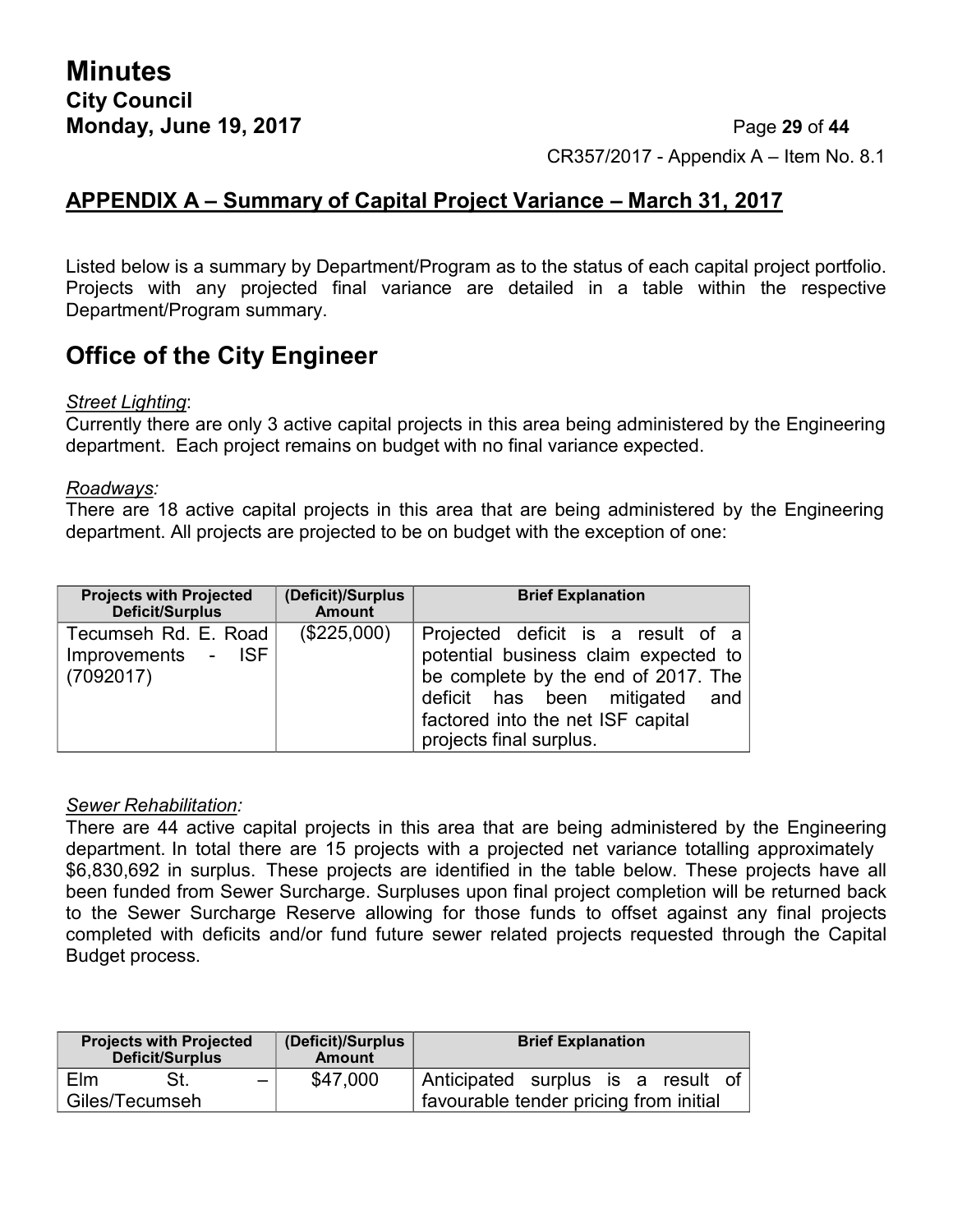**APPENDIX A – Summary of Capital Project Variance – March 31, 2017**

Listed below is a summary by Department/Program as to the status of each capital project portfolio. Projects with any projected final variance are detailed in a table within the respective Department/Program summary.

## Office of the City Engineer

*Street Lighting*:
Currently there are only 3 active capital projects in this area being administered by the Engineering department. Each project remains on budget with no final variance expected.

*Roadways:*
There are 18 active capital projects in this area that are being administered by the Engineering department. All projects are projected to be on budget with the exception of one:

| Projects with Projected Deficit/Surplus | (Deficit)/Surplus Amount | Brief Explanation |
|---|---|---|
| Tecumseh Rd. E. Road Improvements - ISF (7092017) | ($225,000) | Projected deficit is a result of a potential business claim expected to be complete by the end of 2017. The deficit has been mitigated and factored into the net ISF capital projects final surplus. |

*Sewer Rehabilitation:*
There are 44 active capital projects in this area that are being administered by the Engineering department. In total there are 15 projects with a projected net variance totalling approximately $6,830,692 in surplus. These projects are identified in the table below. These projects have all been funded from Sewer Surcharge. Surpluses upon final project completion will be returned back to the Sewer Surcharge Reserve allowing for those funds to offset against any final projects completed with deficits and/or fund future sewer related projects requested through the Capital Budget process.

| Projects with Projected Deficit/Surplus | (Deficit)/Surplus Amount | Brief Explanation |
|---|---|---|
| Elm St. – Giles/Tecumseh | $47,000 | Anticipated surplus is a result of favourable tender pricing from initial |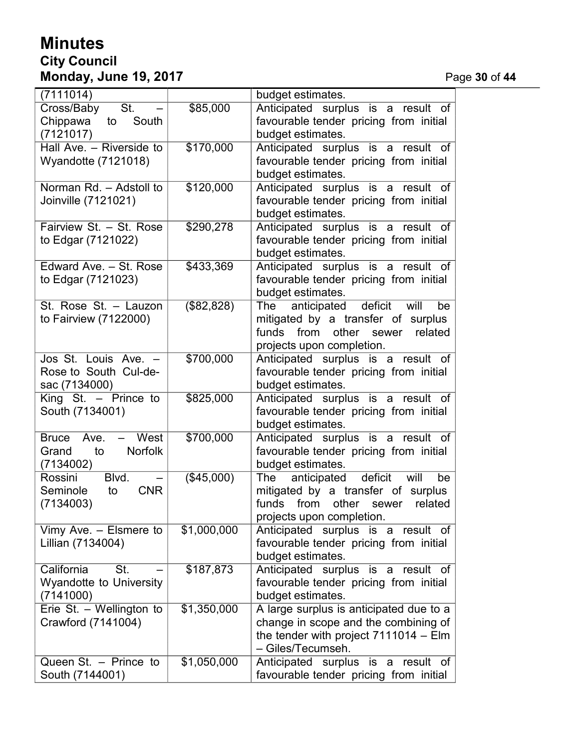| | | |
|---|---|---|
| (7111014) | | budget estimates. |
| Cross/Baby St. – Chippawa to South (7121017) | $85,000 | Anticipated surplus is a result of favourable tender pricing from initial budget estimates. |
| Hall Ave. – Riverside to Wyandotte (7121018) | $170,000 | Anticipated surplus is a result of favourable tender pricing from initial budget estimates. |
| Norman Rd. – Adstoll to Joinville (7121021) | $120,000 | Anticipated surplus is a result of favourable tender pricing from initial budget estimates. |
| Fairview St. – St. Rose to Edgar (7121022) | $290,278 | Anticipated surplus is a result of favourable tender pricing from initial budget estimates. |
| Edward Ave. – St. Rose to Edgar (7121023) | $433,369 | Anticipated surplus is a result of favourable tender pricing from initial budget estimates. |
| St. Rose St. – Lauzon to Fairview (7122000) | ($82,828) | The anticipated deficit will be mitigated by a transfer of surplus funds from other sewer related projects upon completion. |
| Jos St. Louis Ave. – Rose to South Cul-de-sac (7134000) | $700,000 | Anticipated surplus is a result of favourable tender pricing from initial budget estimates. |
| King St. – Prince to South (7134001) | $825,000 | Anticipated surplus is a result of favourable tender pricing from initial budget estimates. |
| Bruce Ave. – West Grand to Norfolk (7134002) | $700,000 | Anticipated surplus is a result of favourable tender pricing from initial budget estimates. |
| Rossini Blvd. – Seminole to CNR (7134003) | ($45,000) | The anticipated deficit will be mitigated by a transfer of surplus funds from other sewer related projects upon completion. |
| Vimy Ave. – Elsmere to Lillian (7134004) | $1,000,000 | Anticipated surplus is a result of favourable tender pricing from initial budget estimates. |
| California St. – Wyandotte to University (7141000) | $187,873 | Anticipated surplus is a result of favourable tender pricing from initial budget estimates. |
| Erie St. – Wellington to Crawford (7141004) | $1,350,000 | A large surplus is anticipated due to a change in scope and the combining of the tender with project 7111014 – Elm – Giles/Tecumseh. |
| Queen St. – Prince to South (7144001) | $1,050,000 | Anticipated surplus is a result of favourable tender pricing from initial |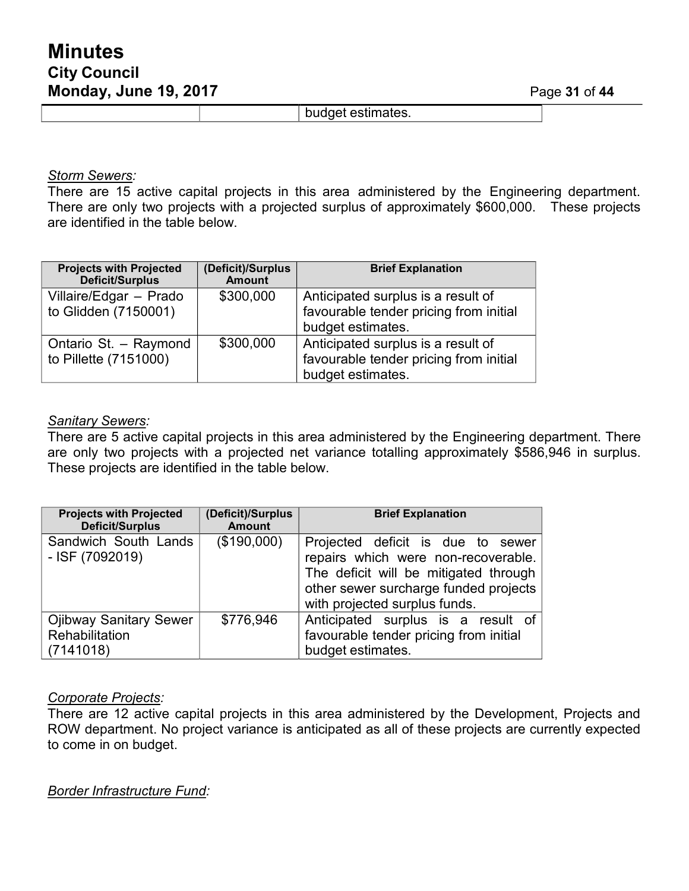| | | budget estimates. |
|---|---|---|

*Storm Sewers:*
There are 15 active capital projects in this area administered by the Engineering department. There are only two projects with a projected surplus of approximately $600,000. These projects are identified in the table below.

| Projects with Projected Deficit/Surplus | (Deficit)/Surplus Amount | Brief Explanation |
|---|---|---|
| Villaire/Edgar – Prado to Glidden (7150001) | $300,000 | Anticipated surplus is a result of favourable tender pricing from initial budget estimates. |
| Ontario St. – Raymond to Pillette (7151000) | $300,000 | Anticipated surplus is a result of favourable tender pricing from initial budget estimates. |

*Sanitary Sewers:*
There are 5 active capital projects in this area administered by the Engineering department. There are only two projects with a projected net variance totalling approximately $586,946 in surplus. These projects are identified in the table below.

| Projects with Projected Deficit/Surplus | (Deficit)/Surplus Amount | Brief Explanation |
|---|---|---|
| Sandwich South Lands - ISF (7092019) | ($190,000) | Projected deficit is due to sewer repairs which were non-recoverable. The deficit will be mitigated through other sewer surcharge funded projects with projected surplus funds. |
| Ojibway Sanitary Sewer Rehabilitation (7141018) | $776,946 | Anticipated surplus is a result of favourable tender pricing from initial budget estimates. |

*Corporate Projects:*
There are 12 active capital projects in this area administered by the Development, Projects and ROW department. No project variance is anticipated as all of these projects are currently expected to come in on budget.

*Border Infrastructure Fund:*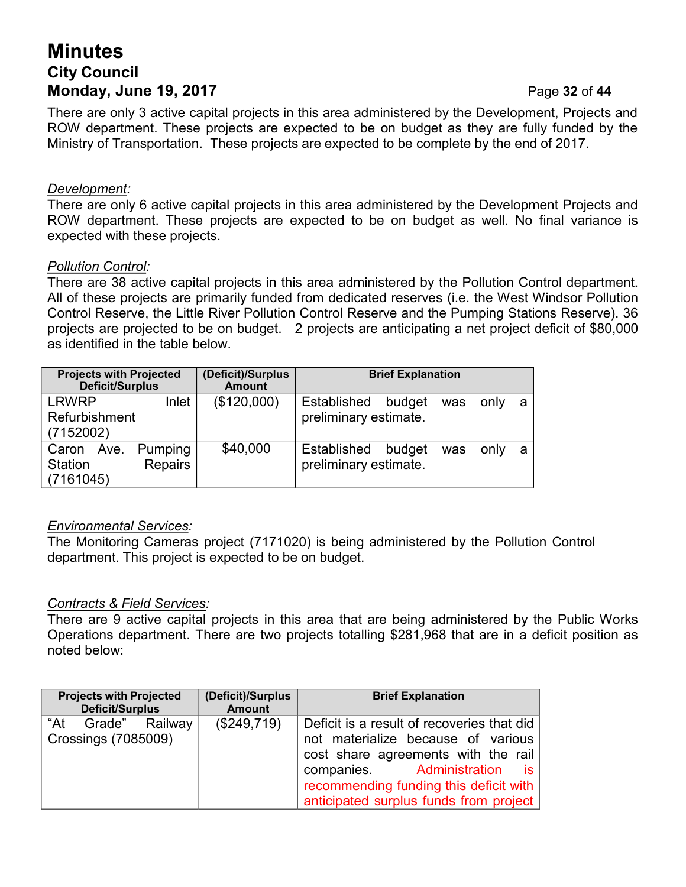There are only 3 active capital projects in this area administered by the Development, Projects and ROW department. These projects are expected to be on budget as they are fully funded by the Ministry of Transportation. These projects are expected to be complete by the end of 2017.

*Development:*
There are only 6 active capital projects in this area administered by the Development Projects and ROW department. These projects are expected to be on budget as well. No final variance is expected with these projects.

*Pollution Control:*
There are 38 active capital projects in this area administered by the Pollution Control department. All of these projects are primarily funded from dedicated reserves (i.e. the West Windsor Pollution Control Reserve, the Little River Pollution Control Reserve and the Pumping Stations Reserve). 36 projects are projected to be on budget. 2 projects are anticipating a net project deficit of $80,000 as identified in the table below.

| Projects with Projected Deficit/Surplus | (Deficit)/Surplus Amount | Brief Explanation |
|---|---|---|
| LRWRP Inlet Refurbishment (7152002) | ($120,000) | Established budget was only a preliminary estimate. |
| Caron Ave. Pumping Station Repairs (7161045) | $40,000 | Established budget was only a preliminary estimate. |

*Environmental Services:*
The Monitoring Cameras project (7171020) is being administered by the Pollution Control department. This project is expected to be on budget.

*Contracts & Field Services:*
There are 9 active capital projects in this area that are being administered by the Public Works Operations department. There are two projects totalling $281,968 that are in a deficit position as noted below:

| Projects with Projected Deficit/Surplus | (Deficit)/Surplus Amount | Brief Explanation |
|---|---|---|
| "At Grade" Railway Crossings (7085009) | ($249,719) | Deficit is a result of recoveries that did not materialize because of various cost share agreements with the rail companies. Administration is recommending funding this deficit with anticipated surplus funds from project |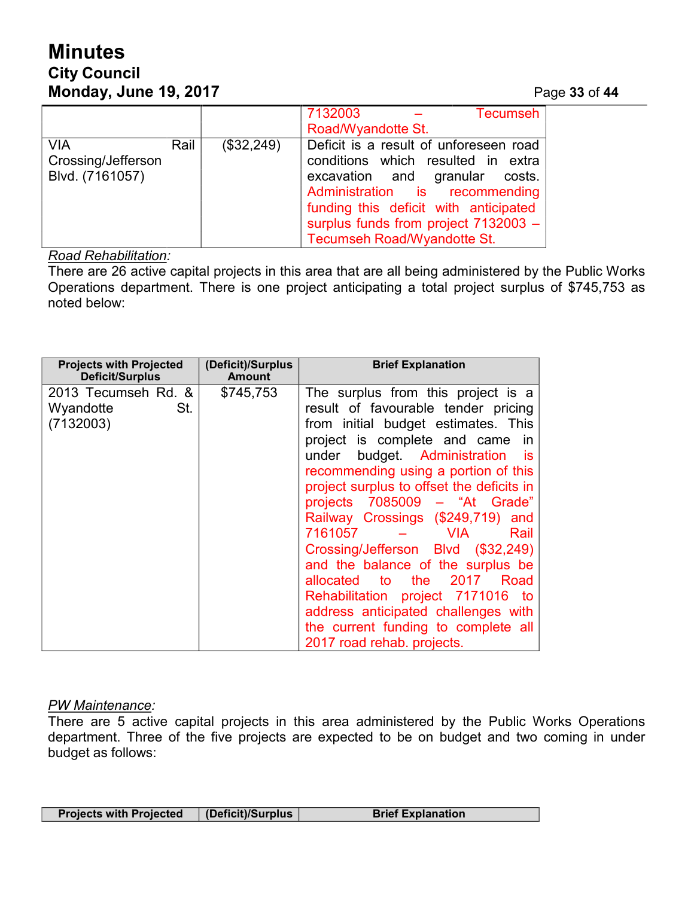| | | |
|---|---|---|
| | | 7132003 – Tecumseh Road/Wyandotte St. |
| VIA Rail Crossing/Jefferson Blvd. (7161057) | ($32,249) | Deficit is a result of unforeseen road conditions which resulted in extra excavation and granular costs. Administration is recommending funding this deficit with anticipated surplus funds from project 7132003 – Tecumseh Road/Wyandotte St. |

*Road Rehabilitation:*

There are 26 active capital projects in this area that are all being administered by the Public Works Operations department. There is one project anticipating a total project surplus of $745,753 as noted below:

| Projects with Projected Deficit/Surplus | (Deficit)/Surplus Amount | Brief Explanation |
|---|---|---|
| 2013 Tecumseh Rd. & Wyandotte St. (7132003) | $745,753 | The surplus from this project is a result of favourable tender pricing from initial budget estimates. This project is complete and came in under budget. Administration is recommending using a portion of this project surplus to offset the deficits in projects 7085009 – "At Grade" Railway Crossings ($249,719) and 7161057 – VIA Rail Crossing/Jefferson Blvd ($32,249) and the balance of the surplus be allocated to the 2017 Road Rehabilitation project 7171016 to address anticipated challenges with the current funding to complete all 2017 road rehab. projects. |

*PW Maintenance:*

There are 5 active capital projects in this area administered by the Public Works Operations department. Three of the five projects are expected to be on budget and two coming in under budget as follows:

| Projects with Projected | (Deficit)/Surplus | Brief Explanation |
|---|---|---|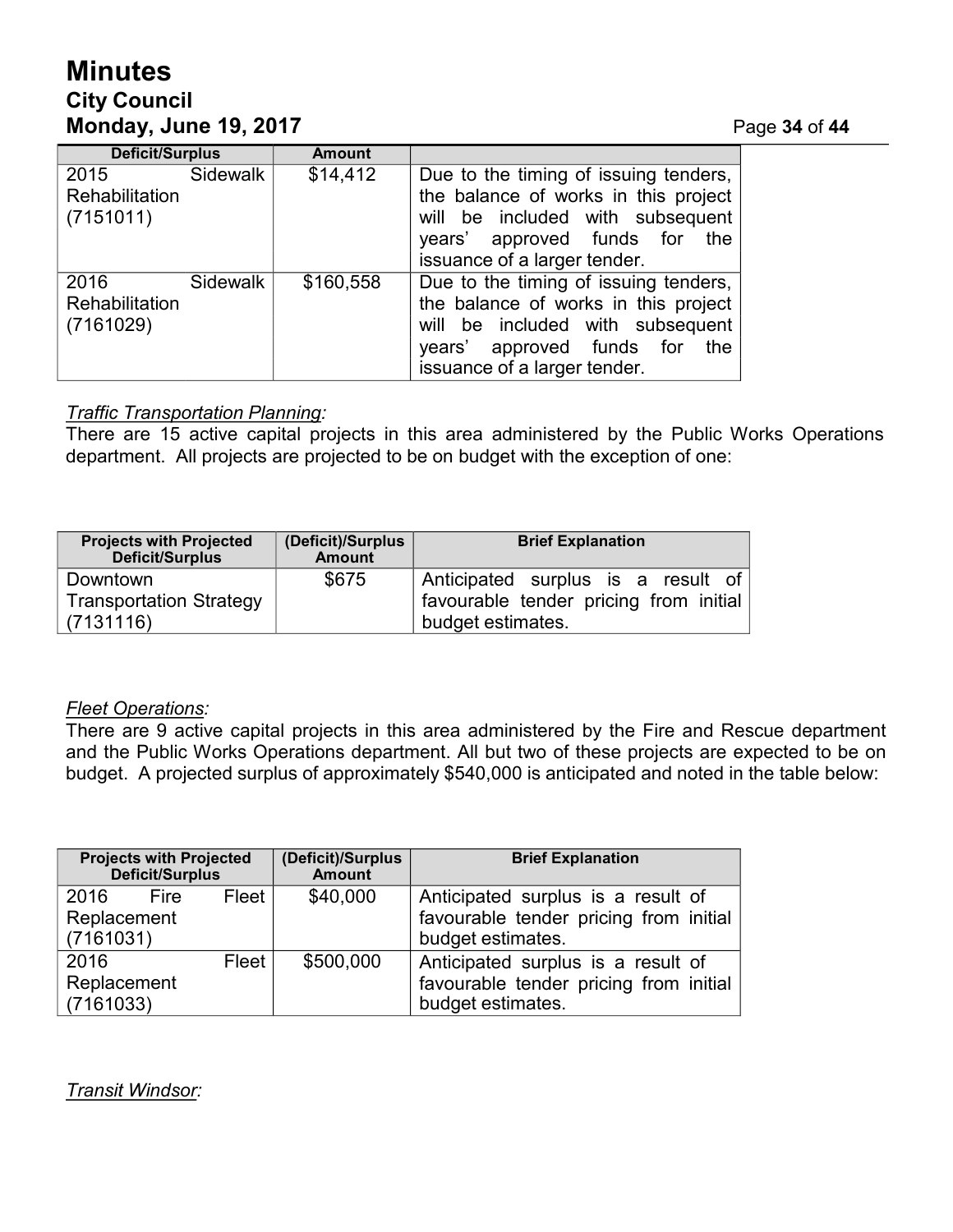| Deficit/Surplus | Amount | |
|---|---|---|
| 2015 Sidewalk Rehabilitation (7151011) | $14,412 | Due to the timing of issuing tenders, the balance of works in this project will be included with subsequent years' approved funds for the issuance of a larger tender. |
| 2016 Sidewalk Rehabilitation (7161029) | $160,558 | Due to the timing of issuing tenders, the balance of works in this project will be included with subsequent years' approved funds for the issuance of a larger tender. |

*Traffic Transportation Planning:*
There are 15 active capital projects in this area administered by the Public Works Operations department. All projects are projected to be on budget with the exception of one:

| Projects with Projected Deficit/Surplus | (Deficit)/Surplus Amount | Brief Explanation |
|---|---|---|
| Downtown Transportation Strategy (7131116) | $675 | Anticipated surplus is a result of favourable tender pricing from initial budget estimates. |

*Fleet Operations:*
There are 9 active capital projects in this area administered by the Fire and Rescue department and the Public Works Operations department. All but two of these projects are expected to be on budget. A projected surplus of approximately $540,000 is anticipated and noted in the table below:

| Projects with Projected Deficit/Surplus | (Deficit)/Surplus Amount | Brief Explanation |
|---|---|---|
| 2016 Fire Fleet Replacement (7161031) | $40,000 | Anticipated surplus is a result of favourable tender pricing from initial budget estimates. |
| 2016 Fleet Replacement (7161033) | $500,000 | Anticipated surplus is a result of favourable tender pricing from initial budget estimates. |

*Transit Windsor:*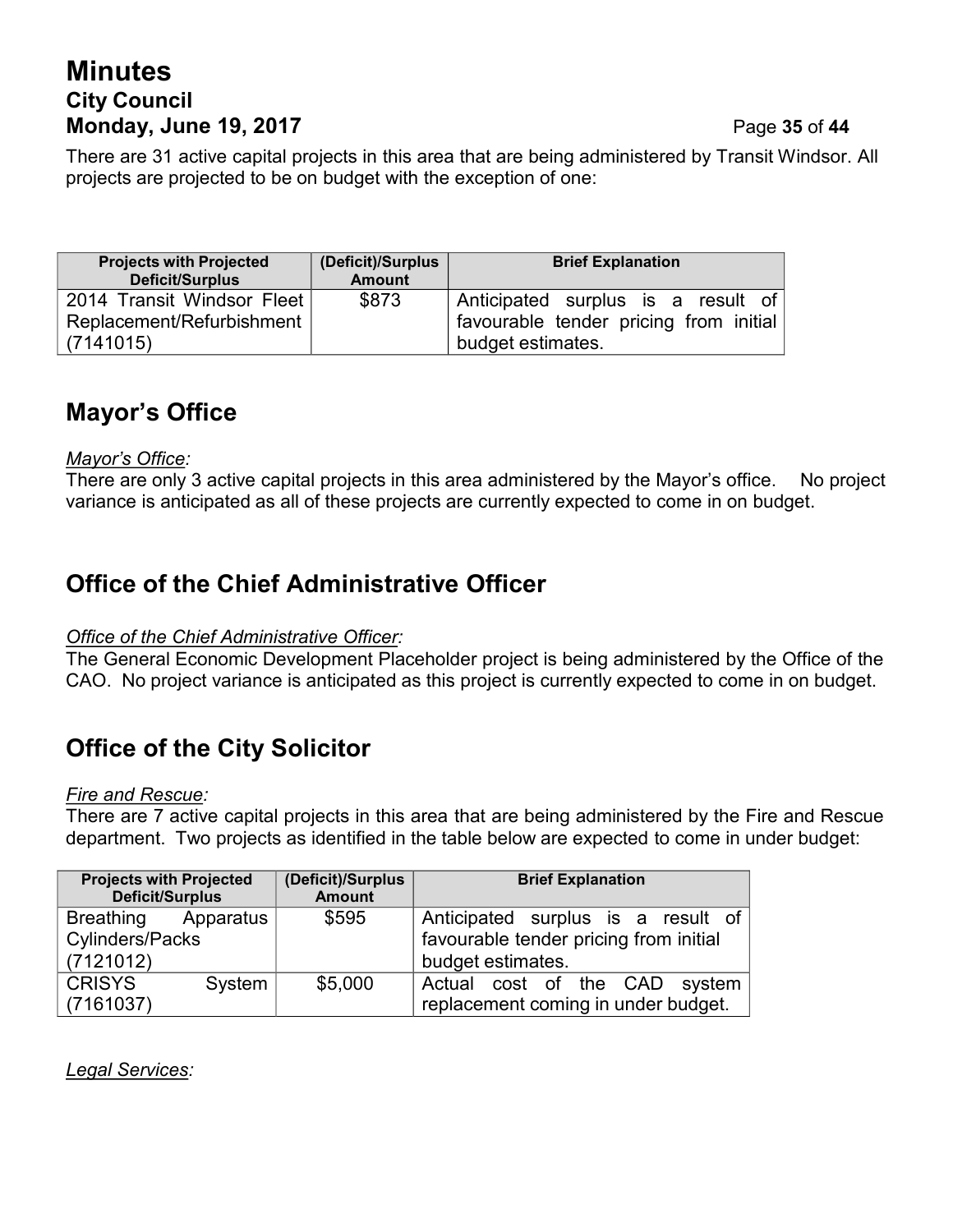There are 31 active capital projects in this area that are being administered by Transit Windsor. All projects are projected to be on budget with the exception of one:

| Projects with Projected Deficit/Surplus | (Deficit)/Surplus Amount | Brief Explanation |
|---|---|---|
| 2014 Transit Windsor Fleet Replacement/Refurbishment (7141015) | $873 | Anticipated surplus is a result of favourable tender pricing from initial budget estimates. |

## Mayor's Office

*Mayor's Office:*
There are only 3 active capital projects in this area administered by the Mayor's office. No project variance is anticipated as all of these projects are currently expected to come in on budget.

## Office of the Chief Administrative Officer

*Office of the Chief Administrative Officer:*
The General Economic Development Placeholder project is being administered by the Office of the CAO. No project variance is anticipated as this project is currently expected to come in on budget.

## Office of the City Solicitor

*Fire and Rescue:*
There are 7 active capital projects in this area that are being administered by the Fire and Rescue department. Two projects as identified in the table below are expected to come in under budget:

| Projects with Projected Deficit/Surplus | (Deficit)/Surplus Amount | Brief Explanation |
|---|---|---|
| Breathing Apparatus Cylinders/Packs (7121012) | $595 | Anticipated surplus is a result of favourable tender pricing from initial budget estimates. |
| CRISYS System (7161037) | $5,000 | Actual cost of the CAD system replacement coming in under budget. |

*Legal Services:*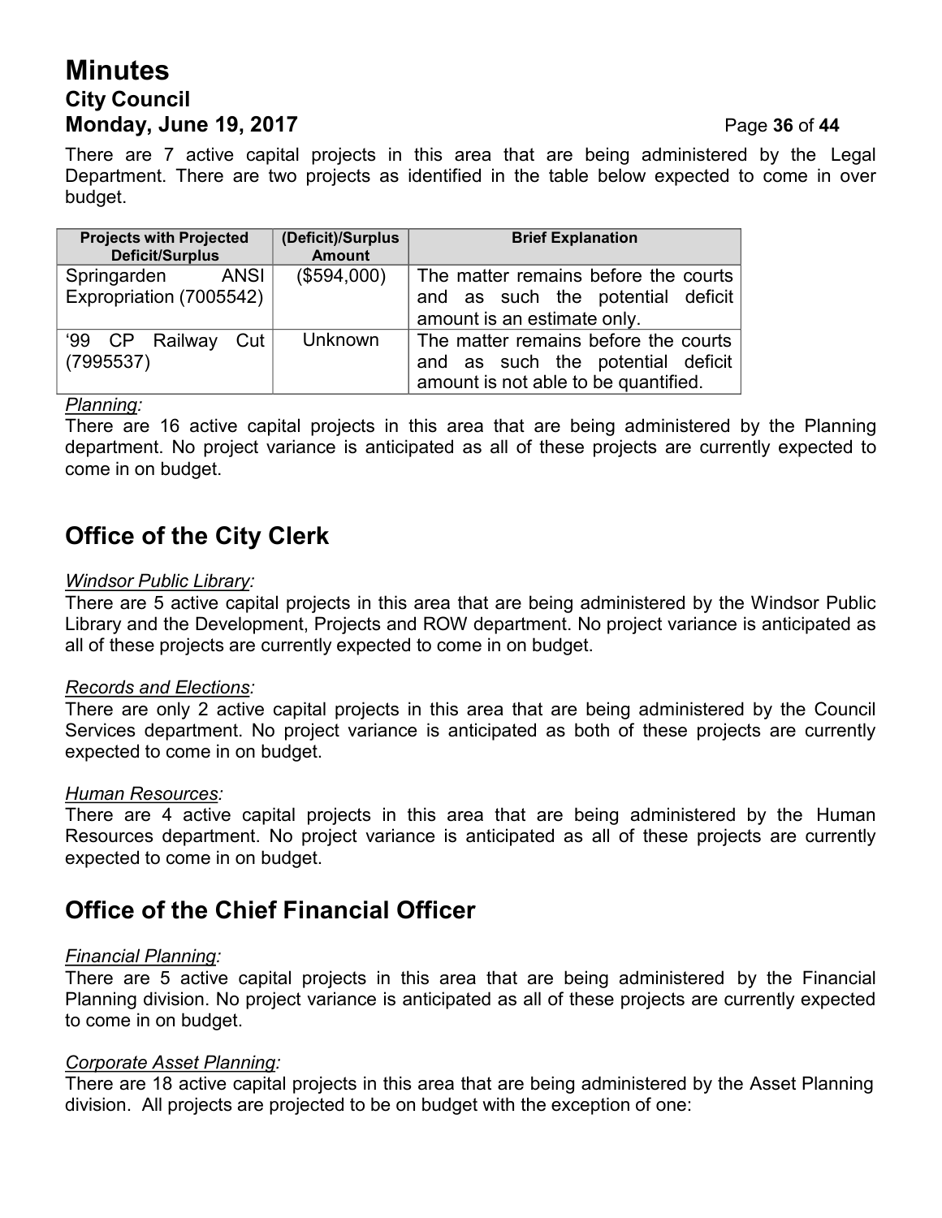There are 7 active capital projects in this area that are being administered by the Legal Department. There are two projects as identified in the table below expected to come in over budget.

| Projects with Projected Deficit/Surplus | (Deficit)/Surplus Amount | Brief Explanation |
|---|---|---|
| Springarden ANSI Expropriation (7005542) | ($594,000) | The matter remains before the courts and as such the potential deficit amount is an estimate only. |
| '99 CP Railway Cut (7995537) | Unknown | The matter remains before the courts and as such the potential deficit amount is not able to be quantified. |

*Planning:*
There are 16 active capital projects in this area that are being administered by the Planning department. No project variance is anticipated as all of these projects are currently expected to come in on budget.

## Office of the City Clerk

*Windsor Public Library:*
There are 5 active capital projects in this area that are being administered by the Windsor Public Library and the Development, Projects and ROW department. No project variance is anticipated as all of these projects are currently expected to come in on budget.

*Records and Elections:*
There are only 2 active capital projects in this area that are being administered by the Council Services department. No project variance is anticipated as both of these projects are currently expected to come in on budget.

*Human Resources:*
There are 4 active capital projects in this area that are being administered by the Human Resources department. No project variance is anticipated as all of these projects are currently expected to come in on budget.

## Office of the Chief Financial Officer

*Financial Planning:*
There are 5 active capital projects in this area that are being administered by the Financial Planning division. No project variance is anticipated as all of these projects are currently expected to come in on budget.

*Corporate Asset Planning:*
There are 18 active capital projects in this area that are being administered by the Asset Planning division. All projects are projected to be on budget with the exception of one: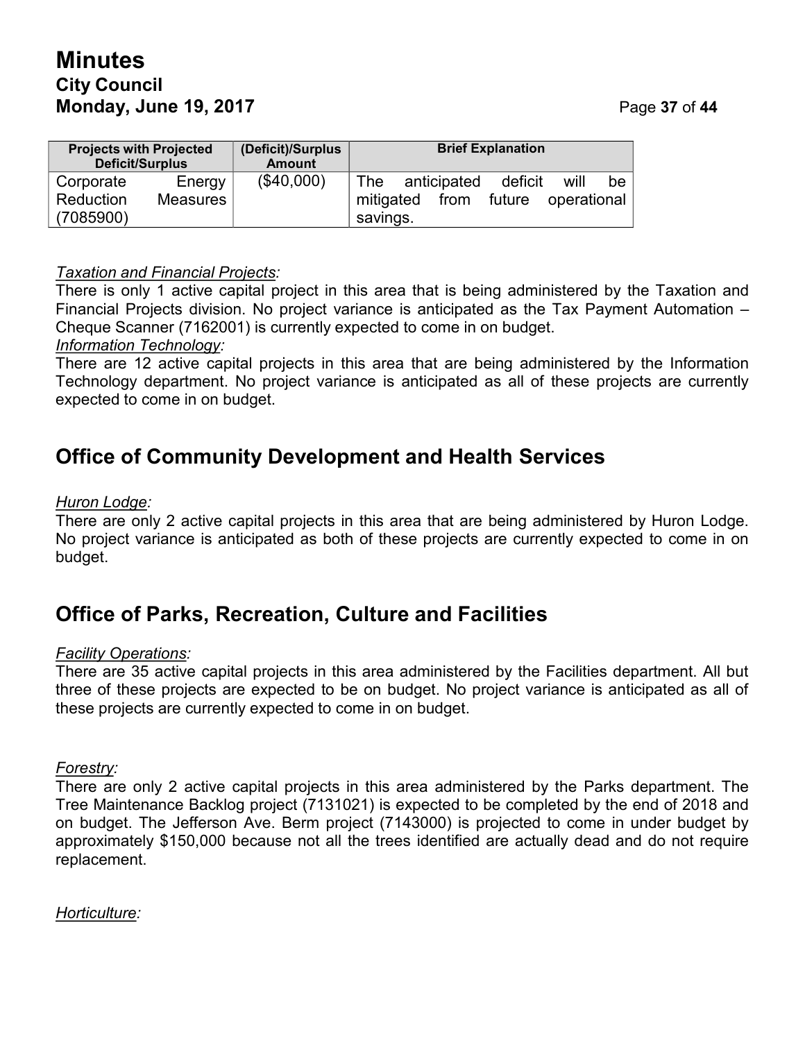| Projects with Projected Deficit/Surplus | (Deficit)/Surplus Amount | Brief Explanation |
|---|---|---|
| Corporate Energy Reduction Measures (7085900) | ($40,000) | The anticipated deficit will be mitigated from future operational savings. |

*Taxation and Financial Projects:*
There is only 1 active capital project in this area that is being administered by the Taxation and Financial Projects division. No project variance is anticipated as the Tax Payment Automation – Cheque Scanner (7162001) is currently expected to come in on budget.
*Information Technology:*
There are 12 active capital projects in this area that are being administered by the Information Technology department. No project variance is anticipated as all of these projects are currently expected to come in on budget.

## Office of Community Development and Health Services

*Huron Lodge:*
There are only 2 active capital projects in this area that are being administered by Huron Lodge. No project variance is anticipated as both of these projects are currently expected to come in on budget.

## Office of Parks, Recreation, Culture and Facilities

*Facility Operations:*
There are 35 active capital projects in this area administered by the Facilities department. All but three of these projects are expected to be on budget. No project variance is anticipated as all of these projects are currently expected to come in on budget.

*Forestry:*
There are only 2 active capital projects in this area administered by the Parks department. The Tree Maintenance Backlog project (7131021) is expected to be completed by the end of 2018 and on budget. The Jefferson Ave. Berm project (7143000) is projected to come in under budget by approximately $150,000 because not all the trees identified are actually dead and do not require replacement.

*Horticulture:*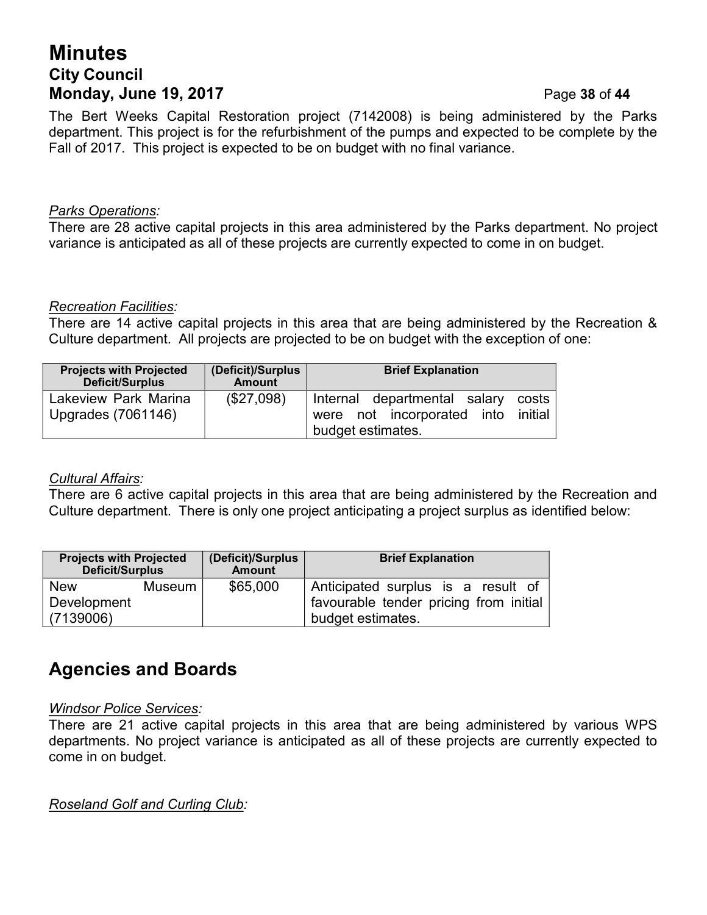The Bert Weeks Capital Restoration project (7142008) is being administered by the Parks department. This project is for the refurbishment of the pumps and expected to be complete by the Fall of 2017. This project is expected to be on budget with no final variance.

*Parks Operations:*
There are 28 active capital projects in this area administered by the Parks department. No project variance is anticipated as all of these projects are currently expected to come in on budget.

*Recreation Facilities:*
There are 14 active capital projects in this area that are being administered by the Recreation & Culture department. All projects are projected to be on budget with the exception of one:

| Projects with Projected Deficit/Surplus | (Deficit)/Surplus Amount | Brief Explanation |
|---|---|---|
| Lakeview Park Marina Upgrades (7061146) | ($27,098) | Internal departmental salary costs were not incorporated into initial budget estimates. |

*Cultural Affairs:*
There are 6 active capital projects in this area that are being administered by the Recreation and Culture department. There is only one project anticipating a project surplus as identified below:

| Projects with Projected Deficit/Surplus | (Deficit)/Surplus Amount | Brief Explanation |
|---|---|---|
| New Museum Development (7139006) | $65,000 | Anticipated surplus is a result of favourable tender pricing from initial budget estimates. |

## Agencies and Boards

*Windsor Police Services:*
There are 21 active capital projects in this area that are being administered by various WPS departments. No project variance is anticipated as all of these projects are currently expected to come in on budget.

*Roseland Golf and Curling Club:*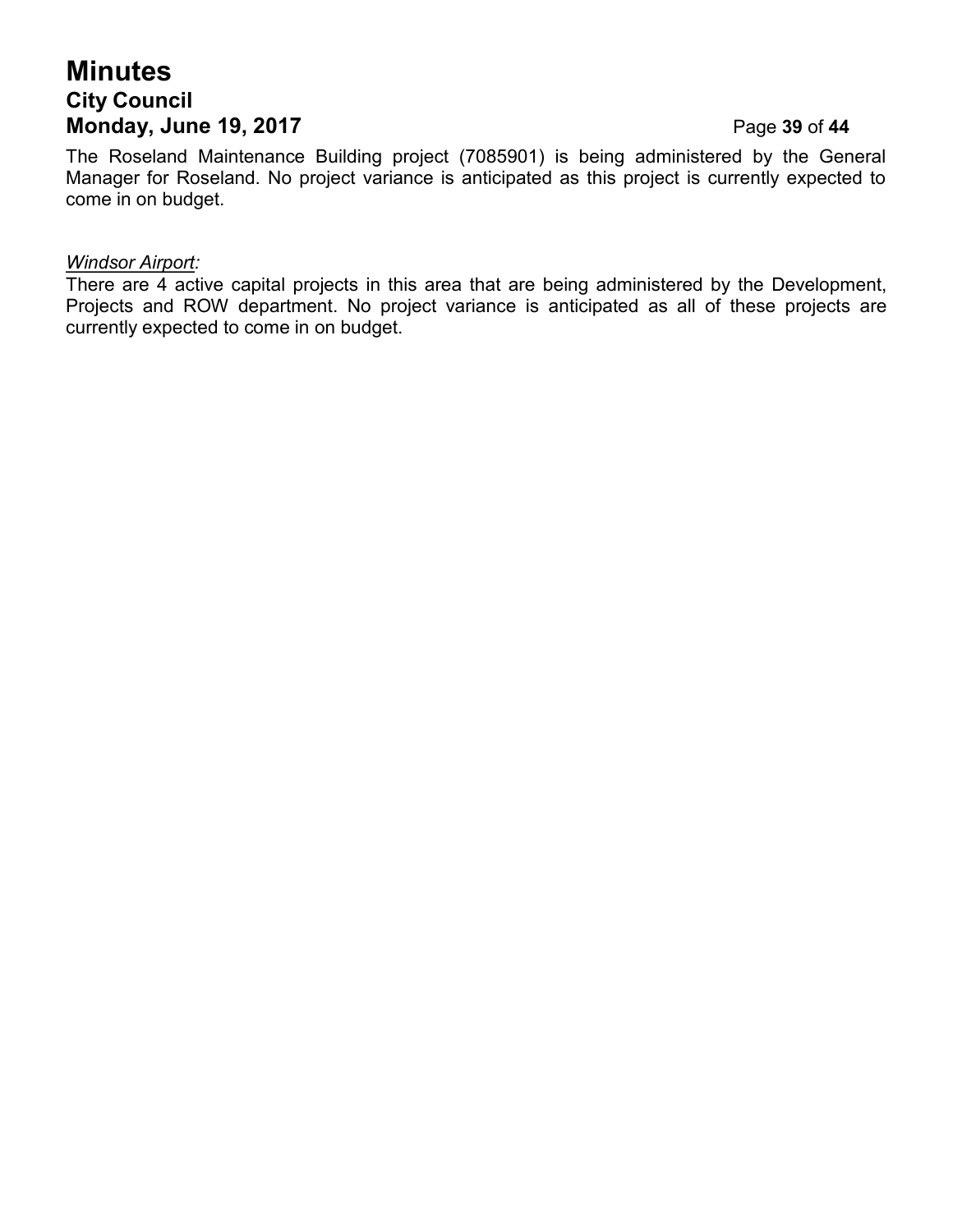The Roseland Maintenance Building project (7085901) is being administered by the General Manager for Roseland. No project variance is anticipated as this project is currently expected to come in on budget.

*Windsor Airport:*

There are 4 active capital projects in this area that are being administered by the Development, Projects and ROW department. No project variance is anticipated as all of these projects are currently expected to come in on budget.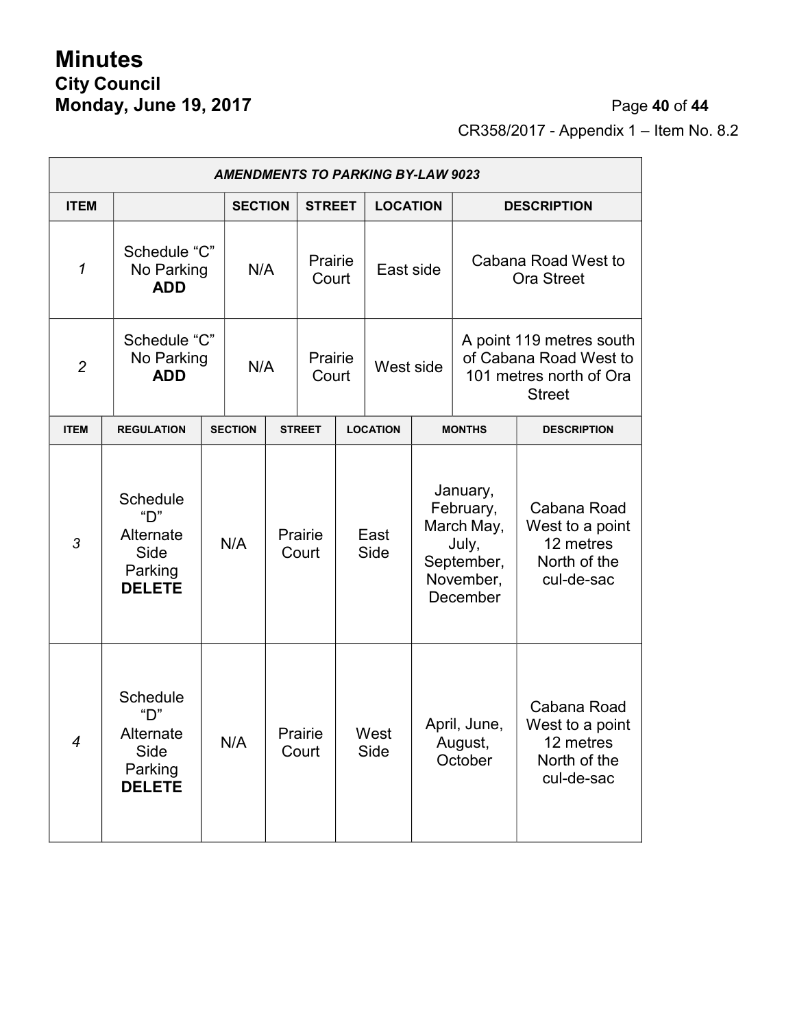CR358/2017 - Appendix 1 – Item No. 8.2

| *AMENDMENTS TO PARKING BY-LAW 9023* | | | | | | |
|---|---|---|---|---|---|---|
| **ITEM** | | **SECTION** | **STREET** | **LOCATION** | | **DESCRIPTION** |
| *1* | Schedule "C" No Parking **ADD** | N/A | Prairie Court | East side | | Cabana Road West to Ora Street |
| *2* | Schedule "C" No Parking **ADD** | N/A | Prairie Court | West side | | A point 119 metres south of Cabana Road West to 101 metres north of Ora Street |
| **ITEM** | **REGULATION** | **SECTION** | **STREET** | **LOCATION** | **MONTHS** | **DESCRIPTION** |
| *3* | Schedule "D" Alternate Side Parking **DELETE** | N/A | Prairie Court | East Side | January, February, March May, July, September, November, December | Cabana Road West to a point 12 metres North of the cul-de-sac |
| *4* | Schedule "D" Alternate Side Parking **DELETE** | N/A | Prairie Court | West Side | April, June, August, October | Cabana Road West to a point 12 metres North of the cul-de-sac |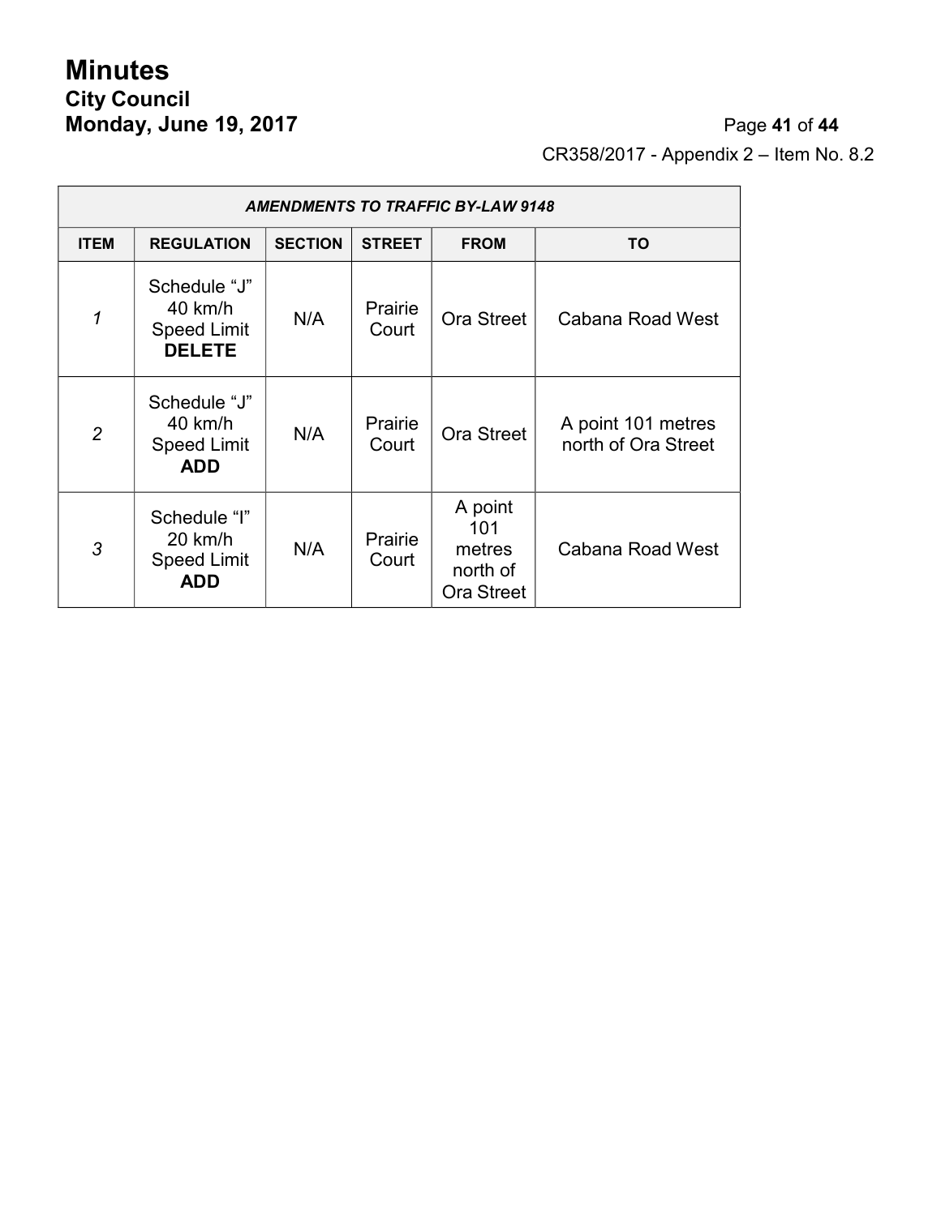CR358/2017 - Appendix 2 – Item No. 8.2

| *AMENDMENTS TO TRAFFIC BY-LAW 9148* | | | | | |
|---|---|---|---|---|---|
| **ITEM** | **REGULATION** | **SECTION** | **STREET** | **FROM** | **TO** |
| *1* | Schedule "J" 40 km/h Speed Limit **DELETE** | N/A | Prairie Court | Ora Street | Cabana Road West |
| *2* | Schedule "J" 40 km/h Speed Limit **ADD** | N/A | Prairie Court | Ora Street | A point 101 metres north of Ora Street |
| *3* | Schedule "I" 20 km/h Speed Limit **ADD** | N/A | Prairie Court | A point 101 metres north of Ora Street | Cabana Road West |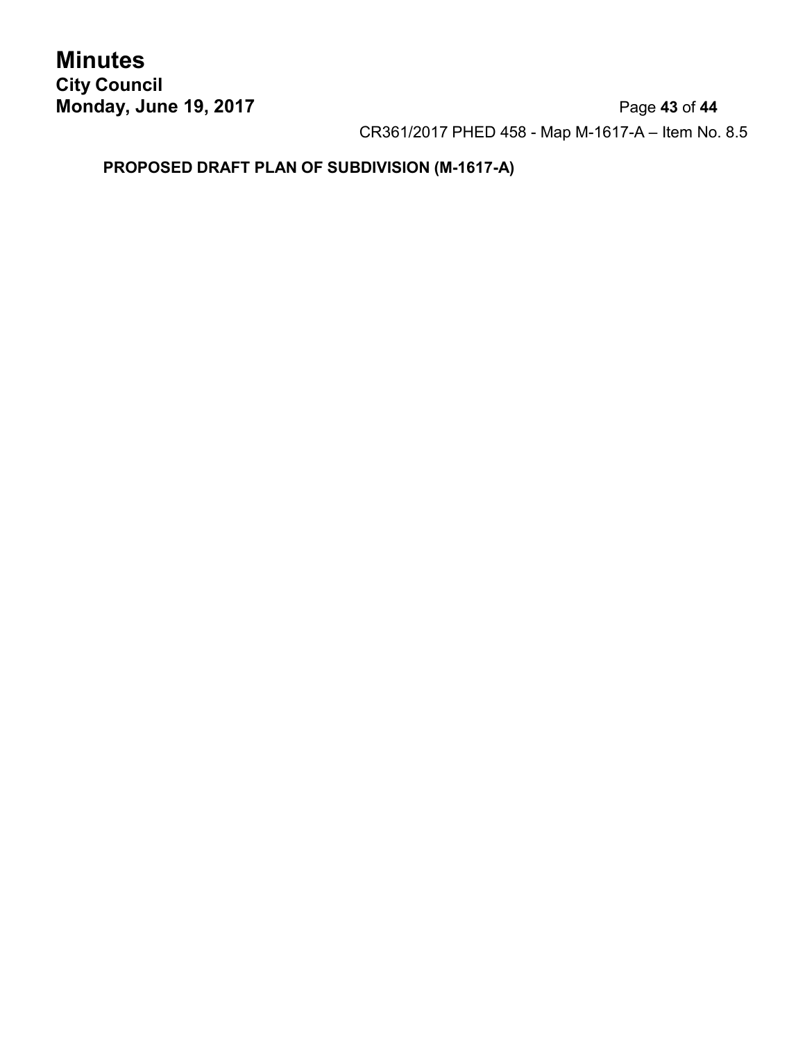CR361/2017 PHED 458 - Map M-1617-A – Item No. 8.5

**PROPOSED DRAFT PLAN OF SUBDIVISION (M-1617-A)**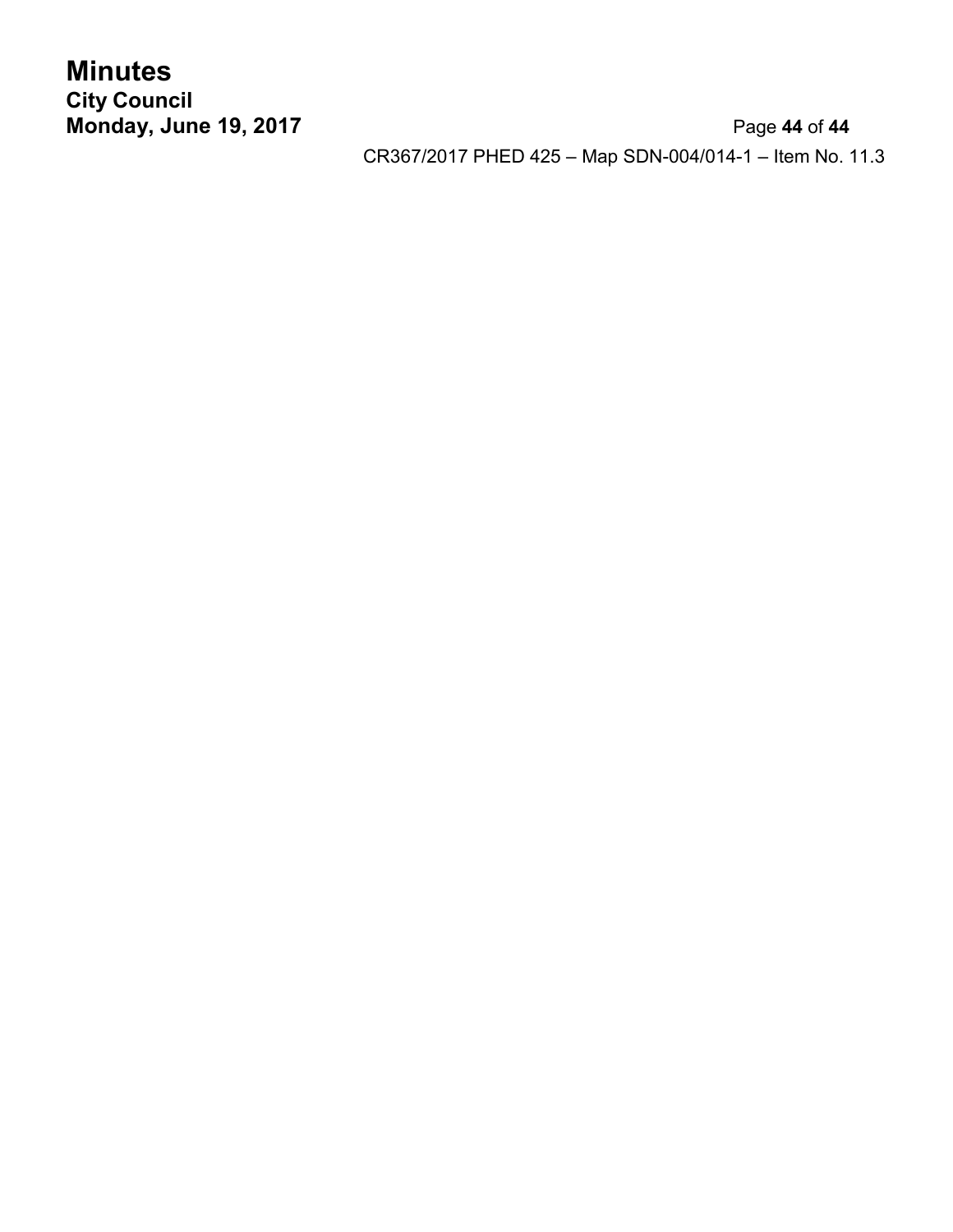CR367/2017 PHED 425 – Map SDN-004/014-1 – Item No. 11.3